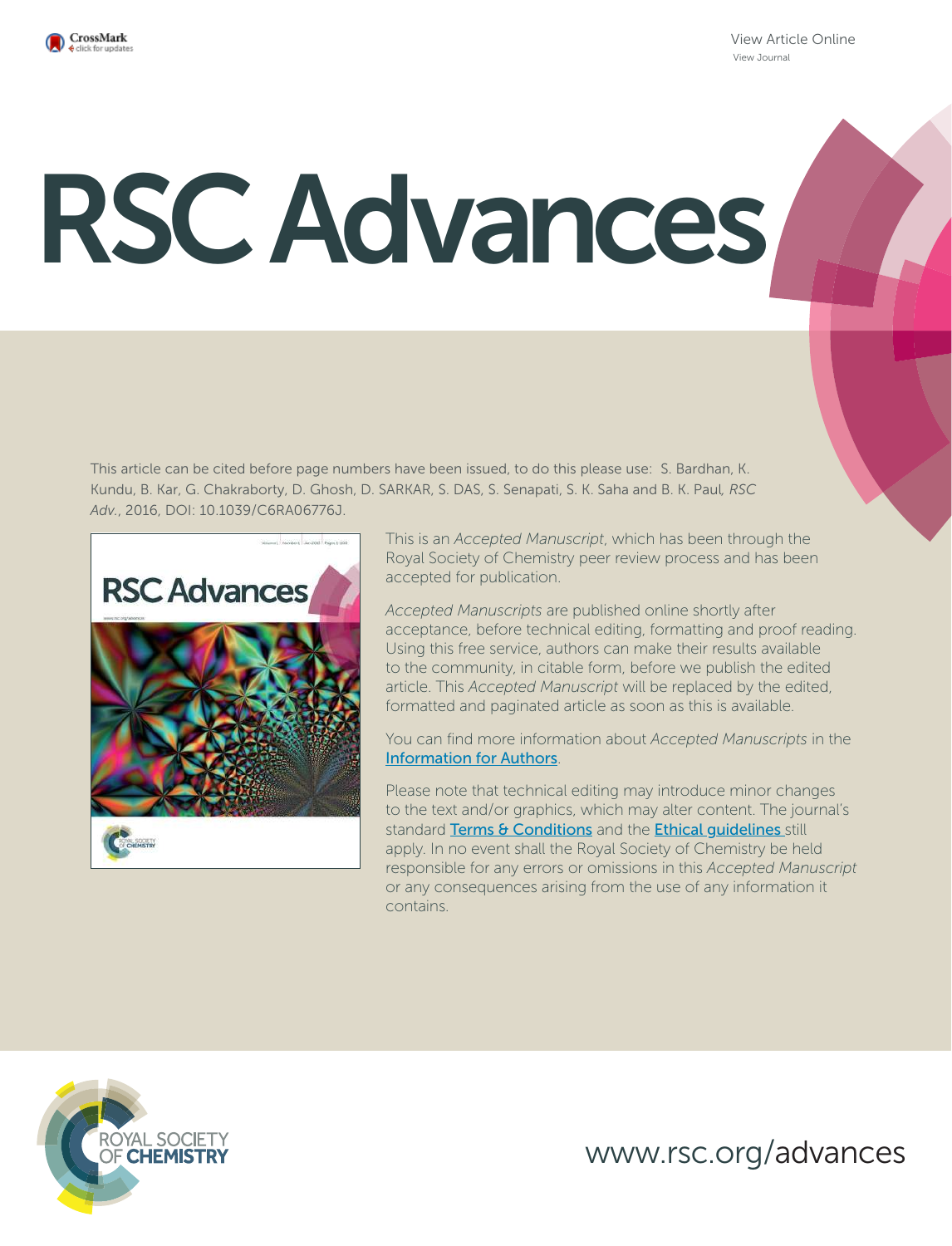View Article Online

View Journal

# RSC Advances

This article can be cited before page numbers have been issued, to do this please use: S. Bardhan, K. Kundu, B. Kar, G. Chakraborty, D. Ghosh, D. SARKAR, S. DAS, S. Senapati, S. K. Saha and B. K. Paul, *RSC Adv.*, 2016, DOI: 10.1039/C6RA06776J.

This is an *Accepted Manuscript*, which has been through the Royal Society of Chemistry peer review process and has been accepted for publication.

*Accepted Manuscripts* are published online shortly after acceptance, before technical editing, formatting and proof reading. Using this free service, authors can make their results available to the community, in citable form, before we publish the edited article. This *Accepted Manuscript* will be replaced by the edited, formatted and paginated article as soon as this is available.

You can find more information about *Accepted Manuscripts* in the Information for Authors.

Please note that technical editing may introduce minor changes to the text and/or graphics, which may alter content. The journal's standard Terms & Conditions and the Ethical guidelines still apply. In no event shall the Royal Society of Chemistry be held responsible for any errors or omissions in this *Accepted Manuscript* or any consequences arising from the use of any information it contains.

ROYAL SOCIETY OF CHEMISTRY

www.rsc.org/advances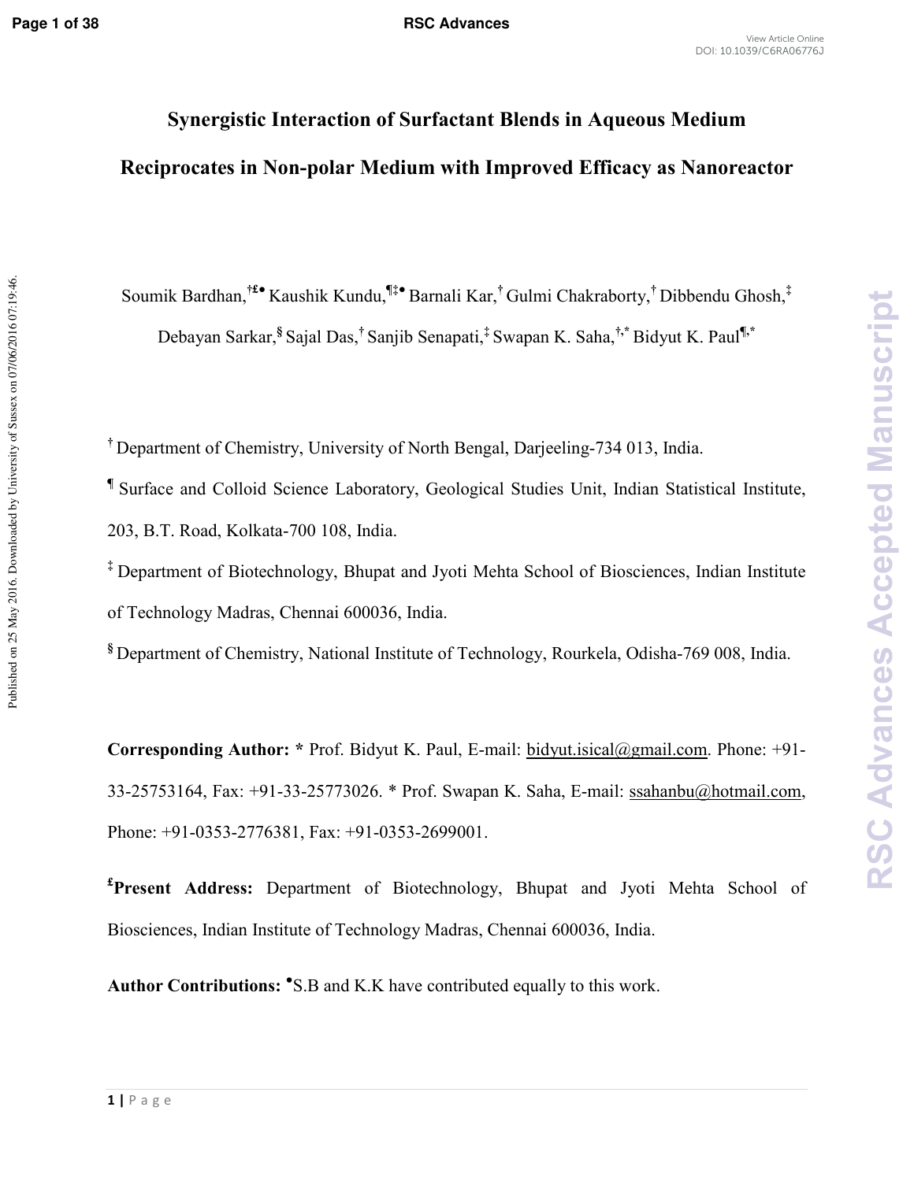# Synergistic Interaction of Surfactant Blends in Aqueous Medium Reciprocates in Non-polar Medium with Improved Efficacy as Nanoreactor

Soumik Bardhan,[†£•] Kaushik Kundu,[¶‡•] Barnali Kar,[†] Gulmi Chakraborty,[†] Dibbendu Ghosh,[‡] Debayan Sarkar,[§] Sajal Das,[†] Sanjib Senapati,[‡] Swapan K. Saha,[†,*] Bidyut K. Paul[¶,*]

[†] Department of Chemistry, University of North Bengal, Darjeeling-734 013, India.

[¶] Surface and Colloid Science Laboratory, Geological Studies Unit, Indian Statistical Institute, 203, B.T. Road, Kolkata-700 108, India.

[‡] Department of Biotechnology, Bhupat and Jyoti Mehta School of Biosciences, Indian Institute of Technology Madras, Chennai 600036, India.

[§] Department of Chemistry, National Institute of Technology, Rourkela, Odisha-769 008, India.

**Corresponding Author:** * Prof. Bidyut K. Paul, E-mail: bidyut.isical@gmail.com. Phone: +91-33-25753164, Fax: +91-33-25773026. * Prof. Swapan K. Saha, E-mail: ssahanbu@hotmail.com, Phone: +91-0353-2776381, Fax: +91-0353-2699001.

[£]**Present Address:** Department of Biotechnology, Bhupat and Jyoti Mehta School of Biosciences, Indian Institute of Technology Madras, Chennai 600036, India.

**Author Contributions:** [•]S.B and K.K have contributed equally to this work.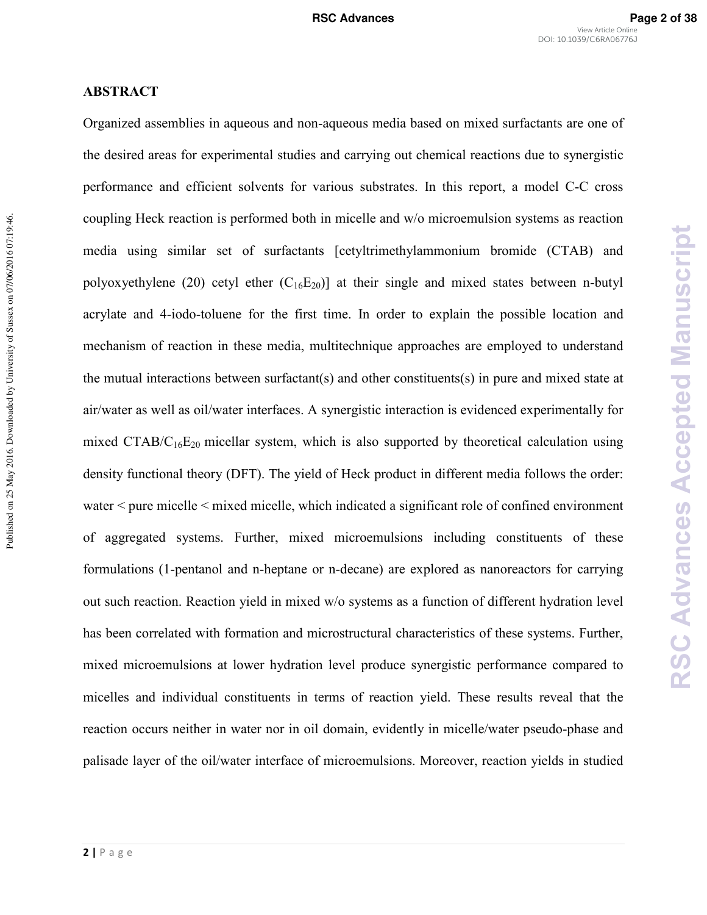## ABSTRACT

Organized assemblies in aqueous and non-aqueous media based on mixed surfactants are one of the desired areas for experimental studies and carrying out chemical reactions due to synergistic performance and efficient solvents for various substrates. In this report, a model C-C cross coupling Heck reaction is performed both in micelle and w/o microemulsion systems as reaction media using similar set of surfactants [cetyltrimethylammonium bromide (CTAB) and polyoxyethylene (20) cetyl ether ($C_{16}E_{20}$)] at their single and mixed states between n-butyl acrylate and 4-iodo-toluene for the first time. In order to explain the possible location and mechanism of reaction in these media, multitechnique approaches are employed to understand the mutual interactions between surfactant(s) and other constituents(s) in pure and mixed state at air/water as well as oil/water interfaces. A synergistic interaction is evidenced experimentally for mixed CTAB/$C_{16}E_{20}$ micellar system, which is also supported by theoretical calculation using density functional theory (DFT). The yield of Heck product in different media follows the order: water < pure micelle < mixed micelle, which indicated a significant role of confined environment of aggregated systems. Further, mixed microemulsions including constituents of these formulations (1-pentanol and n-heptane or n-decane) are explored as nanoreactors for carrying out such reaction. Reaction yield in mixed w/o systems as a function of different hydration level has been correlated with formation and microstructural characteristics of these systems. Further, mixed microemulsions at lower hydration level produce synergistic performance compared to micelles and individual constituents in terms of reaction yield. These results reveal that the reaction occurs neither in water nor in oil domain, evidently in micelle/water pseudo-phase and palisade layer of the oil/water interface of microemulsions. Moreover, reaction yields in studied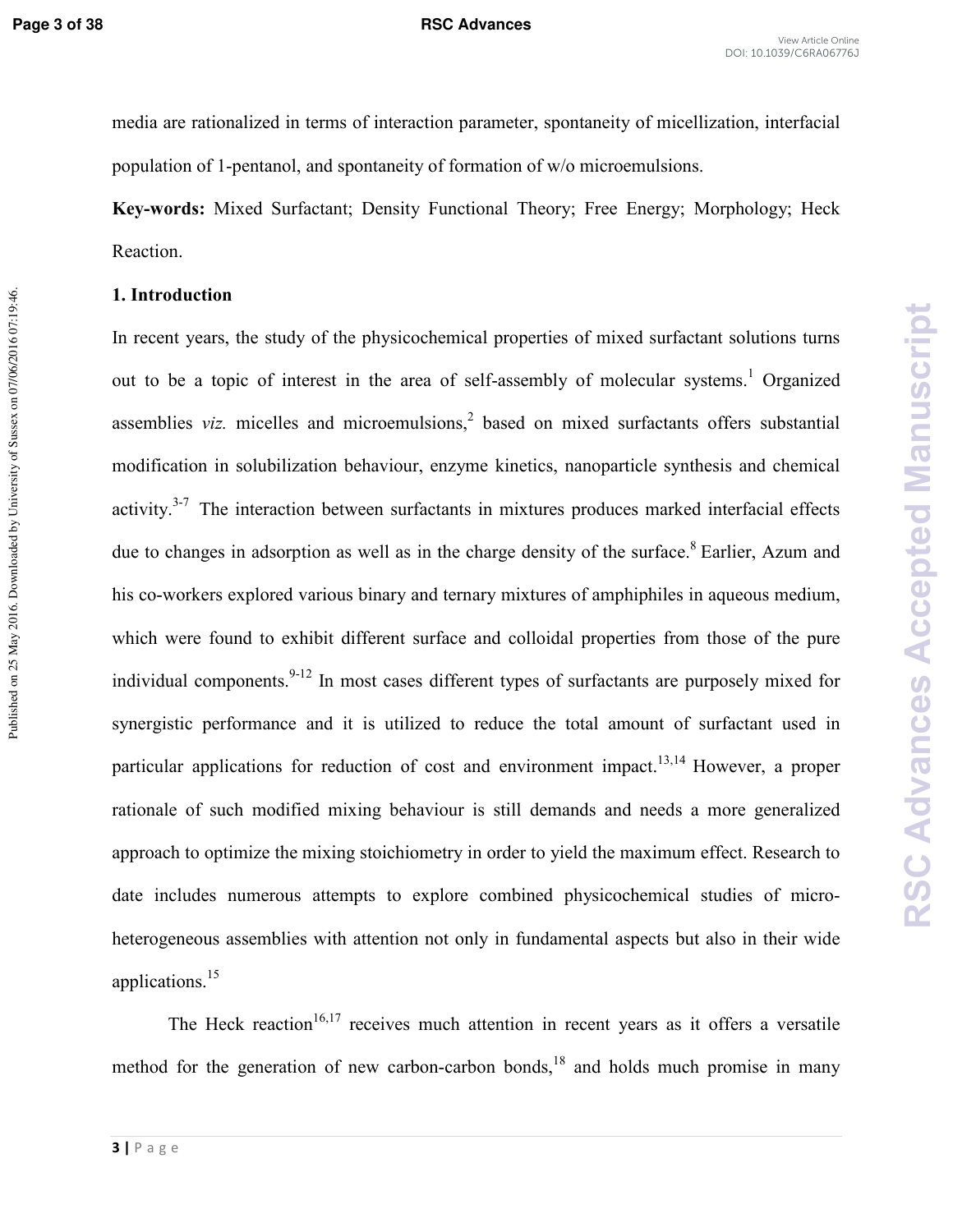media are rationalized in terms of interaction parameter, spontaneity of micellization, interfacial population of 1-pentanol, and spontaneity of formation of w/o microemulsions.

**Key-words:** Mixed Surfactant; Density Functional Theory; Free Energy; Morphology; Heck Reaction.

## 1. Introduction

In recent years, the study of the physicochemical properties of mixed surfactant solutions turns out to be a topic of interest in the area of self-assembly of molecular systems.[1] Organized assemblies *viz.* micelles and microemulsions,[2] based on mixed surfactants offers substantial modification in solubilization behaviour, enzyme kinetics, nanoparticle synthesis and chemical activity.[3-7] The interaction between surfactants in mixtures produces marked interfacial effects due to changes in adsorption as well as in the charge density of the surface.[8] Earlier, Azum and his co-workers explored various binary and ternary mixtures of amphiphiles in aqueous medium, which were found to exhibit different surface and colloidal properties from those of the pure individual components.[9-12] In most cases different types of surfactants are purposely mixed for synergistic performance and it is utilized to reduce the total amount of surfactant used in particular applications for reduction of cost and environment impact.[13,14] However, a proper rationale of such modified mixing behaviour is still demands and needs a more generalized approach to optimize the mixing stoichiometry in order to yield the maximum effect. Research to date includes numerous attempts to explore combined physicochemical studies of micro-heterogeneous assemblies with attention not only in fundamental aspects but also in their wide applications.[15]

The Heck reaction[16,17] receives much attention in recent years as it offers a versatile method for the generation of new carbon-carbon bonds,[18] and holds much promise in many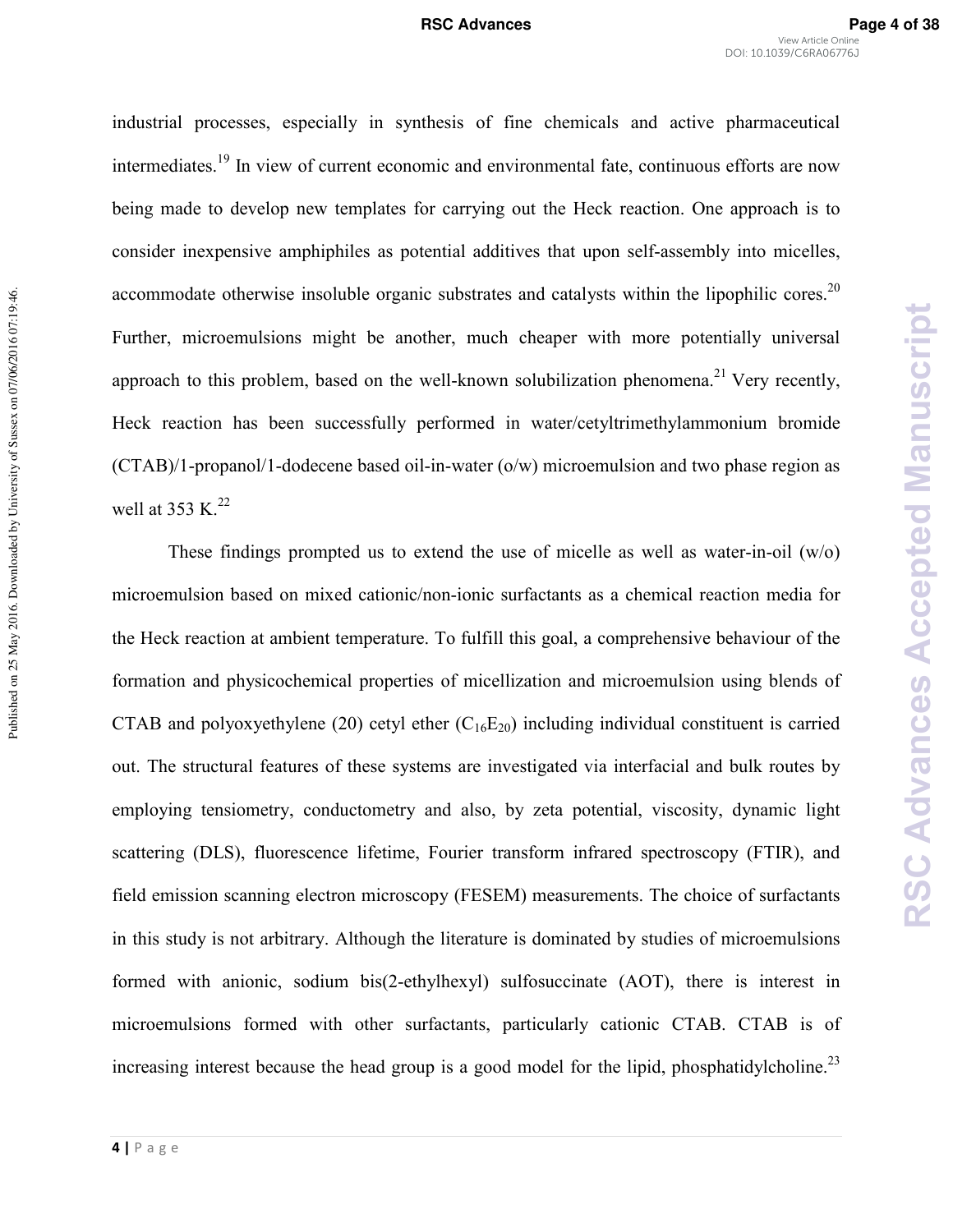industrial processes, especially in synthesis of fine chemicals and active pharmaceutical intermediates.[19] In view of current economic and environmental fate, continuous efforts are now being made to develop new templates for carrying out the Heck reaction. One approach is to consider inexpensive amphiphiles as potential additives that upon self-assembly into micelles, accommodate otherwise insoluble organic substrates and catalysts within the lipophilic cores.[20] Further, microemulsions might be another, much cheaper with more potentially universal approach to this problem, based on the well-known solubilization phenomena.[21] Very recently, Heck reaction has been successfully performed in water/cetyltrimethylammonium bromide (CTAB)/1-propanol/1-dodecene based oil-in-water (o/w) microemulsion and two phase region as well at 353 K.[22]

These findings prompted us to extend the use of micelle as well as water-in-oil (w/o) microemulsion based on mixed cationic/non-ionic surfactants as a chemical reaction media for the Heck reaction at ambient temperature. To fulfill this goal, a comprehensive behaviour of the formation and physicochemical properties of micellization and microemulsion using blends of CTAB and polyoxyethylene (20) cetyl ether ($C_{16}E_{20}$) including individual constituent is carried out. The structural features of these systems are investigated via interfacial and bulk routes by employing tensiometry, conductometry and also, by zeta potential, viscosity, dynamic light scattering (DLS), fluorescence lifetime, Fourier transform infrared spectroscopy (FTIR), and field emission scanning electron microscopy (FESEM) measurements. The choice of surfactants in this study is not arbitrary. Although the literature is dominated by studies of microemulsions formed with anionic, sodium bis(2-ethylhexyl) sulfosuccinate (AOT), there is interest in microemulsions formed with other surfactants, particularly cationic CTAB. CTAB is of increasing interest because the head group is a good model for the lipid, phosphatidylcholine.[23]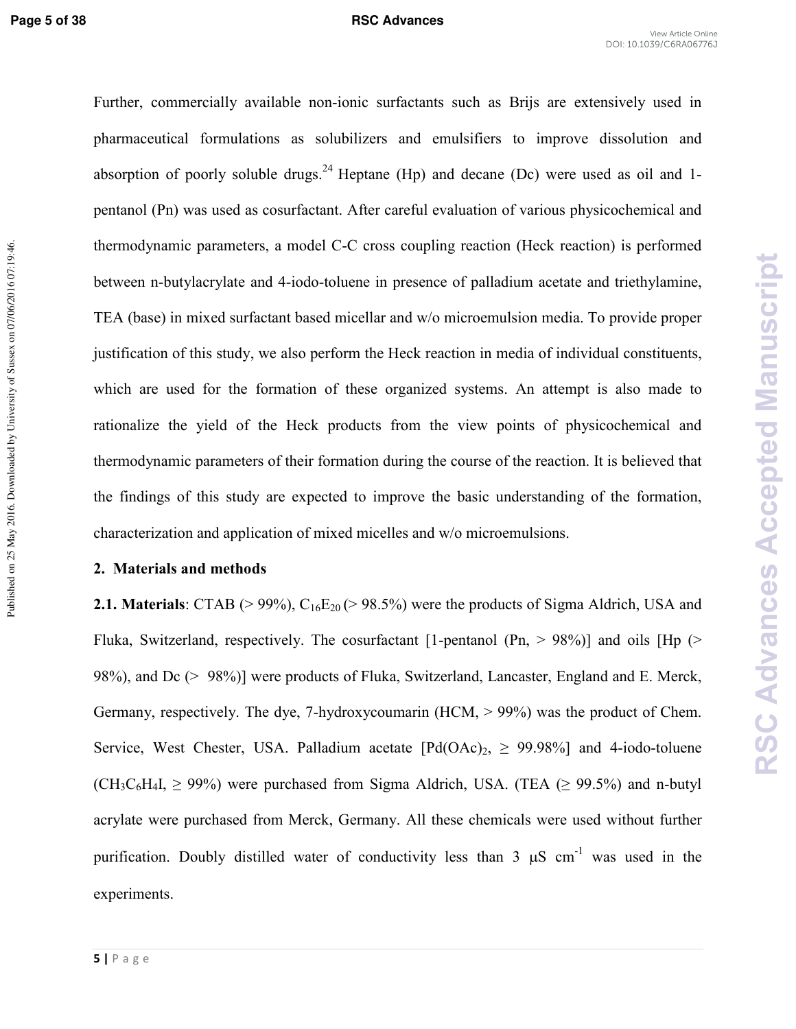Further, commercially available non-ionic surfactants such as Brijs are extensively used in pharmaceutical formulations as solubilizers and emulsifiers to improve dissolution and absorption of poorly soluble drugs.[24] Heptane (Hp) and decane (Dc) were used as oil and 1-pentanol (Pn) was used as cosurfactant. After careful evaluation of various physicochemical and thermodynamic parameters, a model C-C cross coupling reaction (Heck reaction) is performed between n-butylacrylate and 4-iodo-toluene in presence of palladium acetate and triethylamine, TEA (base) in mixed surfactant based micellar and w/o microemulsion media. To provide proper justification of this study, we also perform the Heck reaction in media of individual constituents, which are used for the formation of these organized systems. An attempt is also made to rationalize the yield of the Heck products from the view points of physicochemical and thermodynamic parameters of their formation during the course of the reaction. It is believed that the findings of this study are expected to improve the basic understanding of the formation, characterization and application of mixed micelles and w/o microemulsions.

## 2. Materials and methods

**2.1. Materials**: CTAB (> 99%), $C_{16}E_{20}$ (> 98.5%) were the products of Sigma Aldrich, USA and Fluka, Switzerland, respectively. The cosurfactant [1-pentanol (Pn, > 98%)] and oils [Hp (> 98%), and Dc (> 98%)] were products of Fluka, Switzerland, Lancaster, England and E. Merck, Germany, respectively. The dye, 7-hydroxycoumarin (HCM, > 99%) was the product of Chem. Service, West Chester, USA. Palladium acetate [$Pd(OAc)_2$, ≥ 99.98%] and 4-iodo-toluene ($CH_3C_6H_4I$, ≥ 99%) were purchased from Sigma Aldrich, USA. (TEA (≥ 99.5%) and n-butyl acrylate were purchased from Merck, Germany. All these chemicals were used without further purification. Doubly distilled water of conductivity less than 3 μS $cm^{-1}$ was used in the experiments.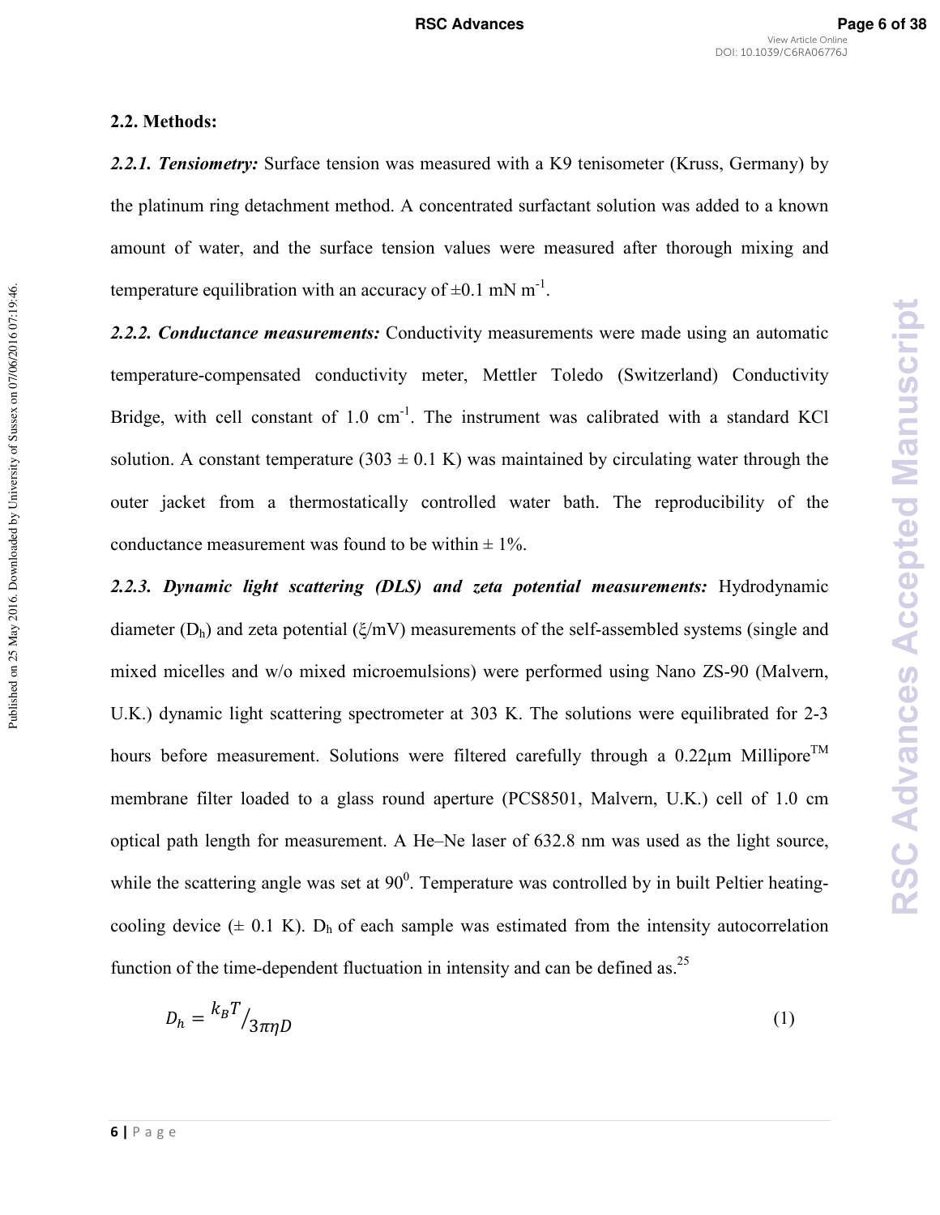## 2.2. Methods:

***2.2.1. Tensiometry:*** Surface tension was measured with a K9 tenisometer (Kruss, Germany) by the platinum ring detachment method. A concentrated surfactant solution was added to a known amount of water, and the surface tension values were measured after thorough mixing and temperature equilibration with an accuracy of ±0.1 mN $m^{-1}$.

***2.2.2. Conductance measurements:*** Conductivity measurements were made using an automatic temperature-compensated conductivity meter, Mettler Toledo (Switzerland) Conductivity Bridge, with cell constant of 1.0 $cm^{-1}$. The instrument was calibrated with a standard KCl solution. A constant temperature (303 ± 0.1 K) was maintained by circulating water through the outer jacket from a thermostatically controlled water bath. The reproducibility of the conductance measurement was found to be within ± 1%.

***2.2.3. Dynamic light scattering (DLS) and zeta potential measurements:*** Hydrodynamic diameter ($D_h$) and zeta potential (ξ/mV) measurements of the self-assembled systems (single and mixed micelles and w/o mixed microemulsions) were performed using Nano ZS-90 (Malvern, U.K.) dynamic light scattering spectrometer at 303 K. The solutions were equilibrated for 2-3 hours before measurement. Solutions were filtered carefully through a 0.22μm Millipore™ membrane filter loaded to a glass round aperture (PCS8501, Malvern, U.K.) cell of 1.0 cm optical path length for measurement. A He–Ne laser of 632.8 nm was used as the light source, while the scattering angle was set at $90^0$. Temperature was controlled by in built Peltier heating-cooling device (± 0.1 K). $D_h$ of each sample was estimated from the intensity autocorrelation function of the time-dependent fluctuation in intensity and can be defined as.[25]

$$D_h = {k_B T}/{3\pi\eta D} \tag{1}$$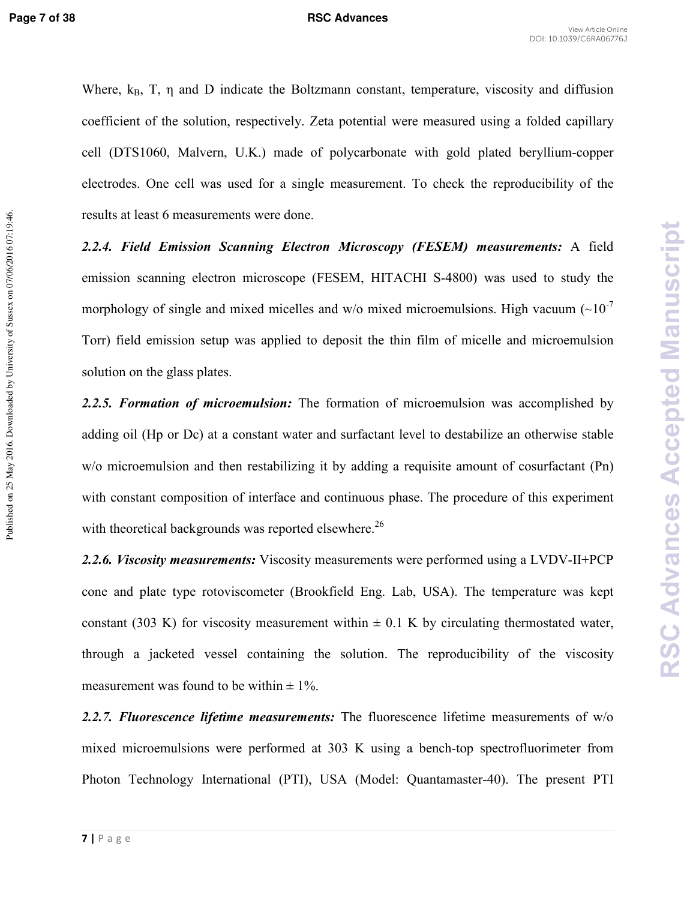Where, $k_B$, T, η and D indicate the Boltzmann constant, temperature, viscosity and diffusion coefficient of the solution, respectively. Zeta potential were measured using a folded capillary cell (DTS1060, Malvern, U.K.) made of polycarbonate with gold plated beryllium-copper electrodes. One cell was used for a single measurement. To check the reproducibility of the results at least 6 measurements were done.

***2.2.4. Field Emission Scanning Electron Microscopy (FESEM) measurements:*** A field emission scanning electron microscope (FESEM, HITACHI S-4800) was used to study the morphology of single and mixed micelles and w/o mixed microemulsions. High vacuum ($\sim 10^{-7}$ Torr) field emission setup was applied to deposit the thin film of micelle and microemulsion solution on the glass plates.

***2.2.5. Formation of microemulsion:*** The formation of microemulsion was accomplished by adding oil (Hp or Dc) at a constant water and surfactant level to destabilize an otherwise stable w/o microemulsion and then restabilizing it by adding a requisite amount of cosurfactant (Pn) with constant composition of interface and continuous phase. The procedure of this experiment with theoretical backgrounds was reported elsewhere.[26]

***2.2.6. Viscosity measurements:*** Viscosity measurements were performed using a LVDV-II+PCP cone and plate type rotoviscometer (Brookfield Eng. Lab, USA). The temperature was kept constant (303 K) for viscosity measurement within ± 0.1 K by circulating thermostated water, through a jacketed vessel containing the solution. The reproducibility of the viscosity measurement was found to be within ± 1%.

***2.2.7. Fluorescence lifetime measurements:*** The fluorescence lifetime measurements of w/o mixed microemulsions were performed at 303 K using a bench-top spectrofluorimeter from Photon Technology International (PTI), USA (Model: Quantamaster-40). The present PTI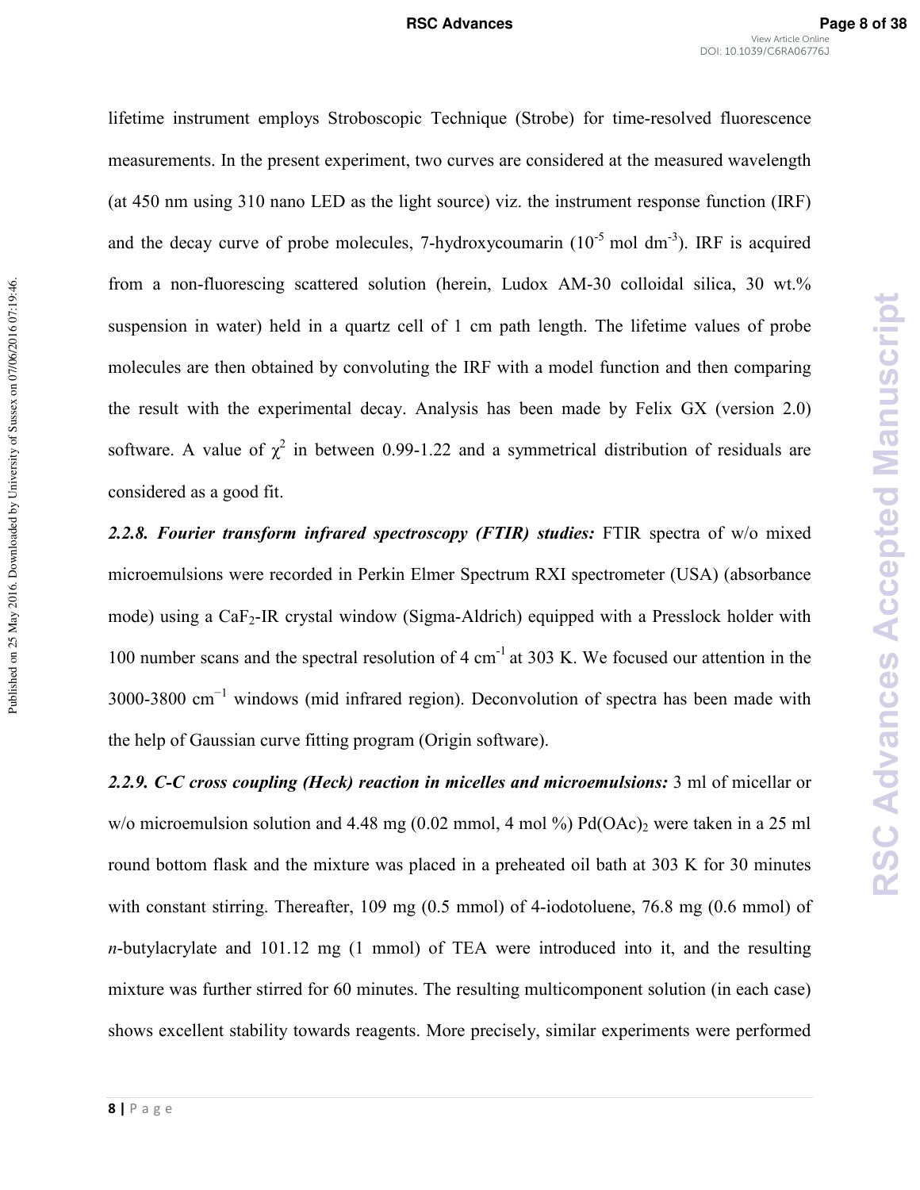lifetime instrument employs Stroboscopic Technique (Strobe) for time-resolved fluorescence measurements. In the present experiment, two curves are considered at the measured wavelength (at 450 nm using 310 nano LED as the light source) viz. the instrument response function (IRF) and the decay curve of probe molecules, 7-hydroxycoumarin ($10^{-5}$ mol dm$^{-3}$). IRF is acquired from a non-fluorescing scattered solution (herein, Ludox AM-30 colloidal silica, 30 wt.% suspension in water) held in a quartz cell of 1 cm path length. The lifetime values of probe molecules are then obtained by convoluting the IRF with a model function and then comparing the result with the experimental decay. Analysis has been made by Felix GX (version 2.0) software. A value of $\chi^2$ in between 0.99-1.22 and a symmetrical distribution of residuals are considered as a good fit.

***2.2.8. Fourier transform infrared spectroscopy (FTIR) studies:*** FTIR spectra of w/o mixed microemulsions were recorded in Perkin Elmer Spectrum RXI spectrometer (USA) (absorbance mode) using a $CaF_2$-IR crystal window (Sigma-Aldrich) equipped with a Presslock holder with 100 number scans and the spectral resolution of 4 cm$^{-1}$ at 303 K. We focused our attention in the 3000-3800 cm$^{-1}$ windows (mid infrared region). Deconvolution of spectra has been made with the help of Gaussian curve fitting program (Origin software).

***2.2.9. C-C cross coupling (Heck) reaction in micelles and microemulsions:*** 3 ml of micellar or w/o microemulsion solution and 4.48 mg (0.02 mmol, 4 mol %) $Pd(OAc)_2$ were taken in a 25 ml round bottom flask and the mixture was placed in a preheated oil bath at 303 K for 30 minutes with constant stirring. Thereafter, 109 mg (0.5 mmol) of 4-iodotoluene, 76.8 mg (0.6 mmol) of *n*-butylacrylate and 101.12 mg (1 mmol) of TEA were introduced into it, and the resulting mixture was further stirred for 60 minutes. The resulting multicomponent solution (in each case) shows excellent stability towards reagents. More precisely, similar experiments were performed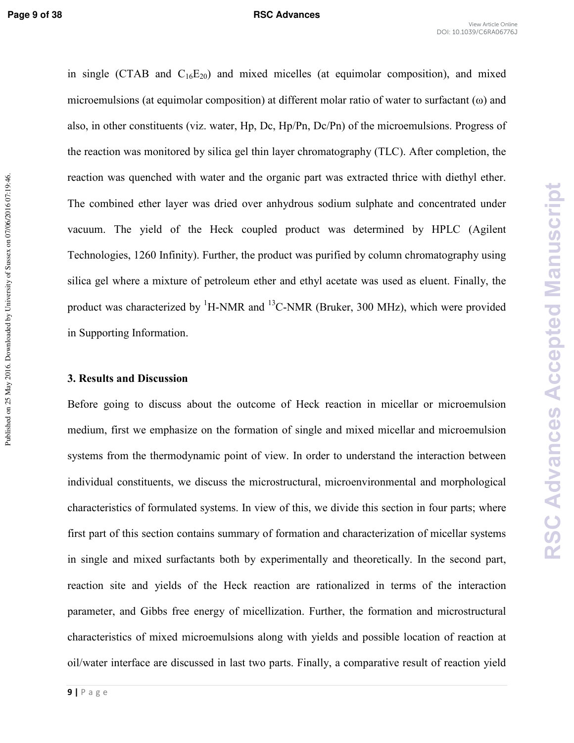in single (CTAB and $C_{16}E_{20}$) and mixed micelles (at equimolar composition), and mixed microemulsions (at equimolar composition) at different molar ratio of water to surfactant (ω) and also, in other constituents (viz. water, Hp, Dc, Hp/Pn, Dc/Pn) of the microemulsions. Progress of the reaction was monitored by silica gel thin layer chromatography (TLC). After completion, the reaction was quenched with water and the organic part was extracted thrice with diethyl ether. The combined ether layer was dried over anhydrous sodium sulphate and concentrated under vacuum. The yield of the Heck coupled product was determined by HPLC (Agilent Technologies, 1260 Infinity). Further, the product was purified by column chromatography using silica gel where a mixture of petroleum ether and ethyl acetate was used as eluent. Finally, the product was characterized by $^{1}$H-NMR and $^{13}$C-NMR (Bruker, 300 MHz), which were provided in Supporting Information.

## 3. Results and Discussion

Before going to discuss about the outcome of Heck reaction in micellar or microemulsion medium, first we emphasize on the formation of single and mixed micellar and microemulsion systems from the thermodynamic point of view. In order to understand the interaction between individual constituents, we discuss the microstructural, microenvironmental and morphological characteristics of formulated systems. In view of this, we divide this section in four parts; where first part of this section contains summary of formation and characterization of micellar systems in single and mixed surfactants both by experimentally and theoretically. In the second part, reaction site and yields of the Heck reaction are rationalized in terms of the interaction parameter, and Gibbs free energy of micellization. Further, the formation and microstructural characteristics of mixed microemulsions along with yields and possible location of reaction at oil/water interface are discussed in last two parts. Finally, a comparative result of reaction yield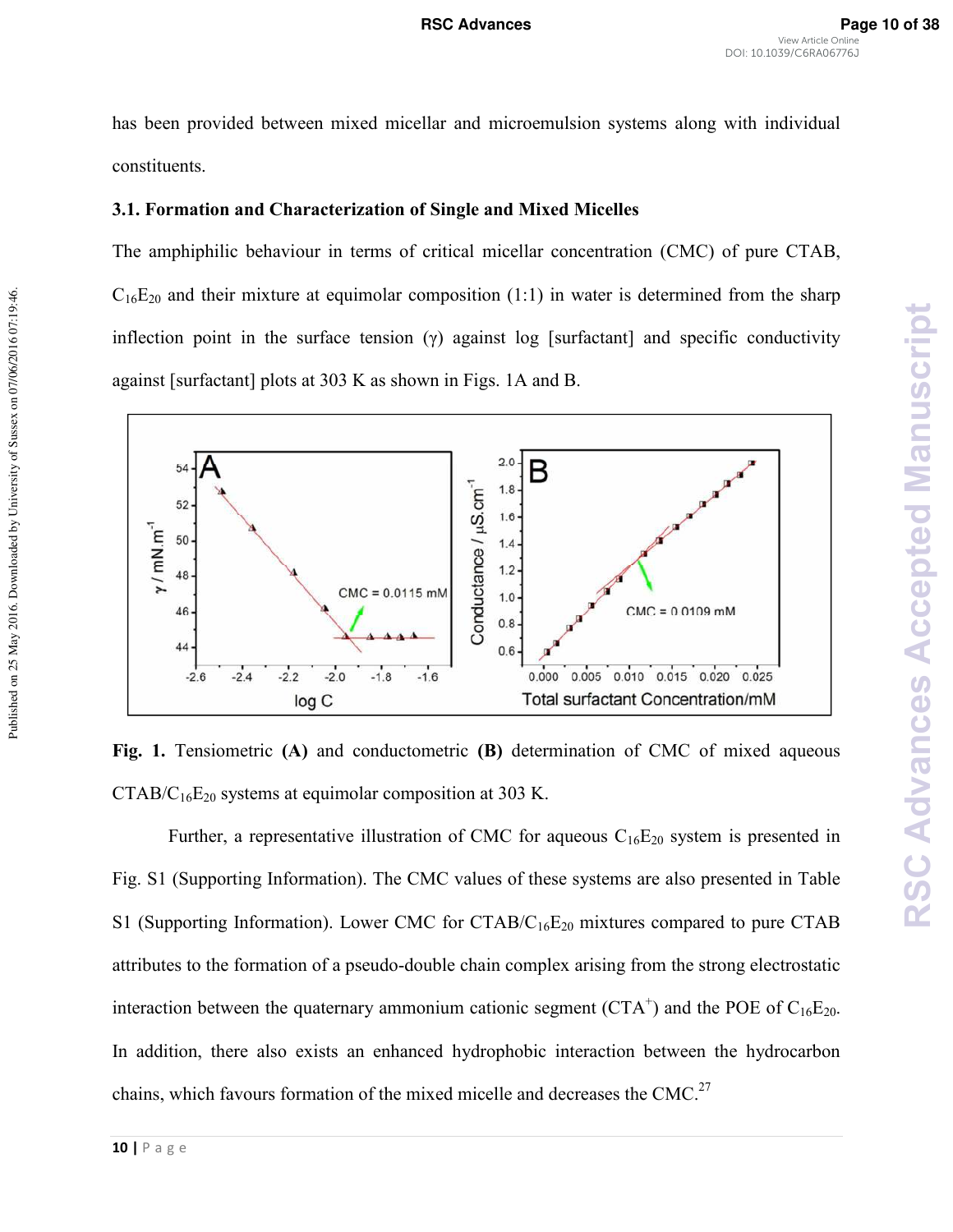has been provided between mixed micellar and microemulsion systems along with individual constituents.

### 3.1. Formation and Characterization of Single and Mixed Micelles

The amphiphilic behaviour in terms of critical micellar concentration (CMC) of pure CTAB, $C_{16}E_{20}$ and their mixture at equimolar composition (1:1) in water is determined from the sharp inflection point in the surface tension (γ) against log [surfactant] and specific conductivity against [surfactant] plots at 303 K as shown in Figs. 1A and B.

A

γ / mN.m⁻¹

54
52
50
48
46
44

CMC = 0.0115 mM

-2.6 -2.4 -2.2 -2.0 -1.8 -1.6

log C

B

Conductance / μS.cm⁻¹

2.0
1.8
1.6
1.4
1.2
1.0
0.8
0.6

CMC = 0.0109 mM

0.000 0.005 0.010 0.015 0.020 0.025

Total surfactant Concentration/mM

**Fig. 1.** Tensiometric **(A)** and conductometric **(B)** determination of CMC of mixed aqueous CTAB/$C_{16}E_{20}$ systems at equimolar composition at 303 K.

Further, a representative illustration of CMC for aqueous $C_{16}E_{20}$ system is presented in Fig. S1 (Supporting Information). The CMC values of these systems are also presented in Table S1 (Supporting Information). Lower CMC for CTAB/$C_{16}E_{20}$ mixtures compared to pure CTAB attributes to the formation of a pseudo-double chain complex arising from the strong electrostatic interaction between the quaternary ammonium cationic segment ($CTA^+$) and the POE of $C_{16}E_{20}$. In addition, there also exists an enhanced hydrophobic interaction between the hydrocarbon chains, which favours formation of the mixed micelle and decreases the CMC.[27]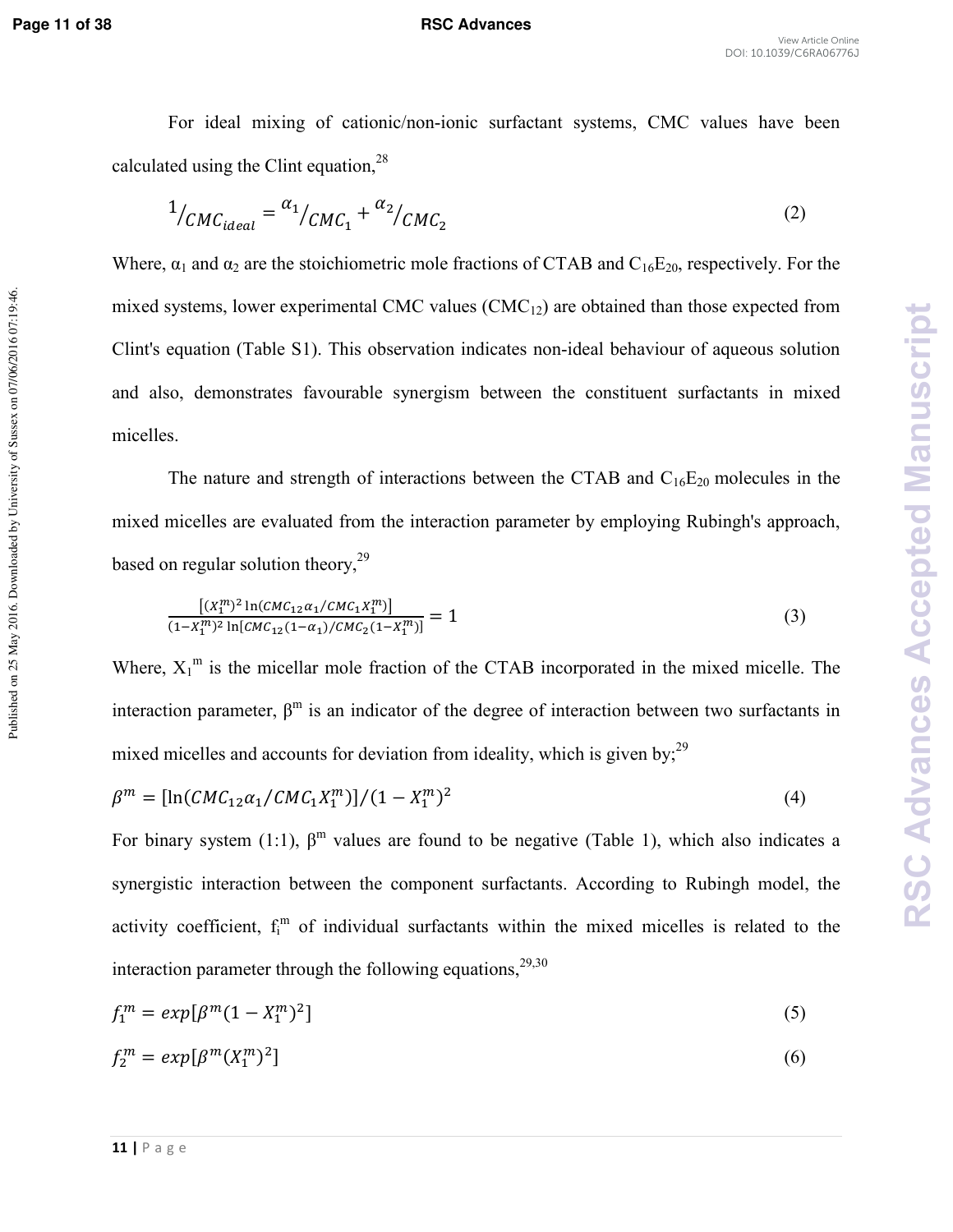For ideal mixing of cationic/non-ionic surfactant systems, CMC values have been calculated using the Clint equation,[28]

$$^{1}/_{CMC_{ideal}} = {}^{\alpha_1}/_{CMC_1} + {}^{\alpha_2}/_{CMC_2} \tag{2}$$

Where, $\alpha_1$ and $\alpha_2$ are the stoichiometric mole fractions of CTAB and $C_{16}E_{20}$, respectively. For the mixed systems, lower experimental CMC values ($CMC_{12}$) are obtained than those expected from Clint's equation (Table S1). This observation indicates non-ideal behaviour of aqueous solution and also, demonstrates favourable synergism between the constituent surfactants in mixed micelles.

The nature and strength of interactions between the CTAB and $C_{16}E_{20}$ molecules in the mixed micelles are evaluated from the interaction parameter by employing Rubingh's approach, based on regular solution theory,[29]

$$\frac{[(X_1^m)^2 \ln(CMC_{12}\alpha_1/CMC_1 X_1^m)]}{(1-X_1^m)^2 \ln[CMC_{12}(1-\alpha_1)/CMC_2(1-X_1^m)]} = 1 \tag{3}$$

Where, $X_1^m$ is the micellar mole fraction of the CTAB incorporated in the mixed micelle. The interaction parameter, $\beta^m$ is an indicator of the degree of interaction between two surfactants in mixed micelles and accounts for deviation from ideality, which is given by;[29]

$$\beta^m = [\ln(CMC_{12}\alpha_1/CMC_1 X_1^m)]/(1-X_1^m)^2 \tag{4}$$

For binary system (1:1), $\beta^m$ values are found to be negative (Table 1), which also indicates a synergistic interaction between the component surfactants. According to Rubingh model, the activity coefficient, $f_i^m$ of individual surfactants within the mixed micelles is related to the interaction parameter through the following equations,[29,30]

$$f_1^m = exp[\beta^m(1-X_1^m)^2] \tag{5}$$

$$f_2^m = exp[\beta^m(X_1^m)^2] \tag{6}$$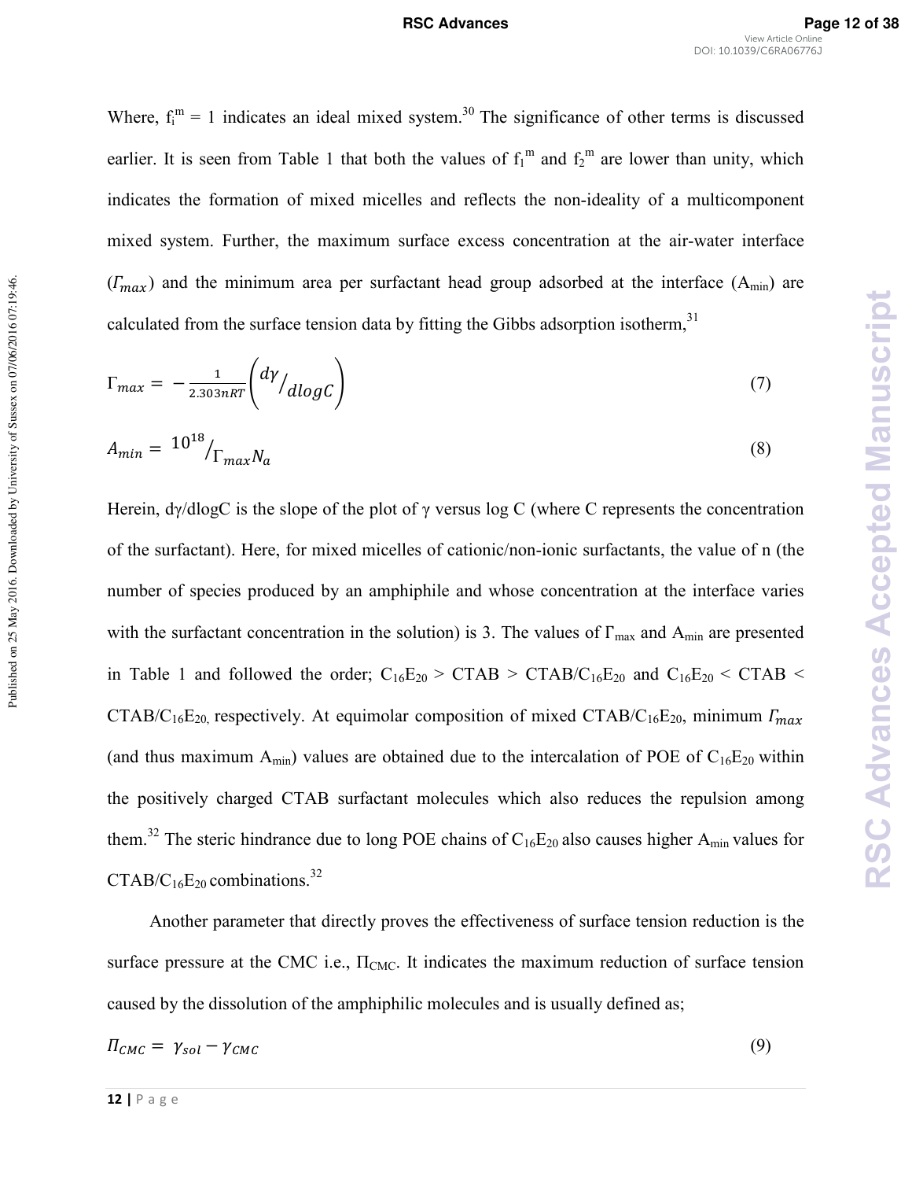Where, $f_i^m = 1$ indicates an ideal mixed system.[30] The significance of other terms is discussed earlier. It is seen from Table 1 that both the values of $f_1^m$ and $f_2^m$ are lower than unity, which indicates the formation of mixed micelles and reflects the non-ideality of a multicomponent mixed system. Further, the maximum surface excess concentration at the air-water interface ($\Gamma_{max}$) and the minimum area per surfactant head group adsorbed at the interface ($A_{min}$) are calculated from the surface tension data by fitting the Gibbs adsorption isotherm,[31]

$$\Gamma_{max} = -\frac{1}{2.303nRT}\left(\frac{d\gamma}{dlogC}\right) \tag{7}$$

$$A_{min} = \frac{10^{18}}{\Gamma_{max} N_a} \tag{8}$$

Herein, dγ/dlogC is the slope of the plot of γ versus log C (where C represents the concentration of the surfactant). Here, for mixed micelles of cationic/non-ionic surfactants, the value of n (the number of species produced by an amphiphile and whose concentration at the interface varies with the surfactant concentration in the solution) is 3. The values of $\Gamma_{max}$ and $A_{min}$ are presented in Table 1 and followed the order; $C_{16}E_{20}$ > CTAB > CTAB/$C_{16}E_{20}$ and $C_{16}E_{20}$ < CTAB < CTAB/$C_{16}E_{20}$, respectively. At equimolar composition of mixed CTAB/$C_{16}E_{20}$, minimum $\Gamma_{max}$ (and thus maximum $A_{min}$) values are obtained due to the intercalation of POE of $C_{16}E_{20}$ within the positively charged CTAB surfactant molecules which also reduces the repulsion among them.[32] The steric hindrance due to long POE chains of $C_{16}E_{20}$ also causes higher $A_{min}$ values for CTAB/$C_{16}E_{20}$ combinations.[32]

Another parameter that directly proves the effectiveness of surface tension reduction is the surface pressure at the CMC i.e., $\Pi_{CMC}$. It indicates the maximum reduction of surface tension caused by the dissolution of the amphiphilic molecules and is usually defined as;

$$\Pi_{CMC} = \gamma_{sol} - \gamma_{CMC} \tag{9}$$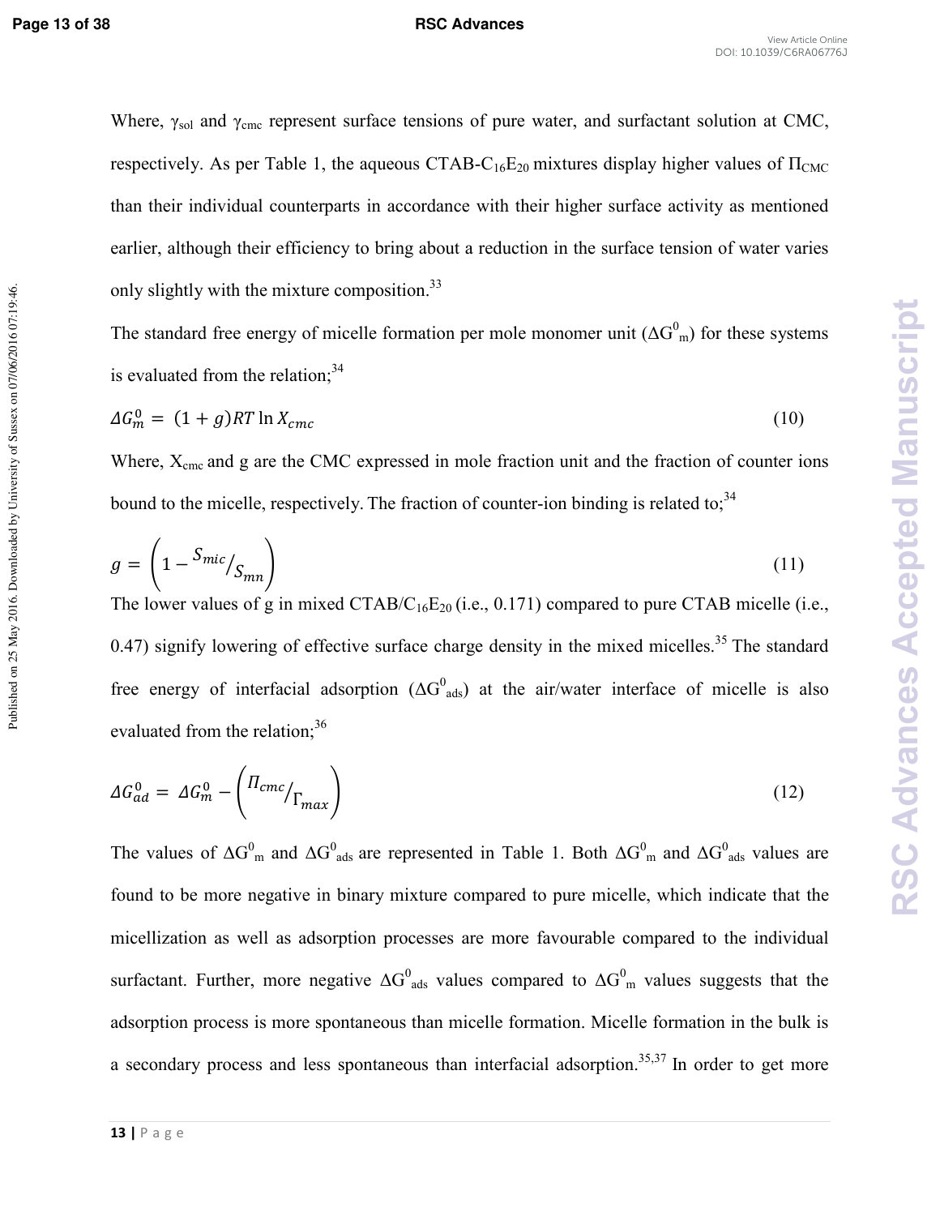Where, $\gamma_{sol}$ and $\gamma_{cmc}$ represent surface tensions of pure water, and surfactant solution at CMC, respectively. As per Table 1, the aqueous CTAB-$C_{16}E_{20}$ mixtures display higher values of $\Pi_{CMC}$ than their individual counterparts in accordance with their higher surface activity as mentioned earlier, although their efficiency to bring about a reduction in the surface tension of water varies only slightly with the mixture composition.[33]

The standard free energy of micelle formation per mole monomer unit ($\Delta G^0_m$) for these systems is evaluated from the relation;[34]

$$\Delta G^0_m = (1+g)RT\ln X_{cmc} \tag{10}$$

Where, $X_{cmc}$ and g are the CMC expressed in mole fraction unit and the fraction of counter ions bound to the micelle, respectively. The fraction of counter-ion binding is related to;[34]

$$g = \left(1 - {S_{mic}}/{S_{mn}}\right) \tag{11}$$

The lower values of g in mixed CTAB/$C_{16}E_{20}$ (i.e., 0.171) compared to pure CTAB micelle (i.e., 0.47) signify lowering of effective surface charge density in the mixed micelles.[35] The standard free energy of interfacial adsorption ($\Delta G^0_{ads}$) at the air/water interface of micelle is also evaluated from the relation;[36]

$$\Delta G^0_{ad} = \Delta G^0_m - \left({\Pi_{cmc}}/{\Gamma_{max}}\right) \tag{12}$$

The values of $\Delta G^0_m$ and $\Delta G^0_{ads}$ are represented in Table 1. Both $\Delta G^0_m$ and $\Delta G^0_{ads}$ values are found to be more negative in binary mixture compared to pure micelle, which indicate that the micellization as well as adsorption processes are more favourable compared to the individual surfactant. Further, more negative $\Delta G^0_{ads}$ values compared to $\Delta G^0_m$ values suggests that the adsorption process is more spontaneous than micelle formation. Micelle formation in the bulk is a secondary process and less spontaneous than interfacial adsorption.[35,37] In order to get more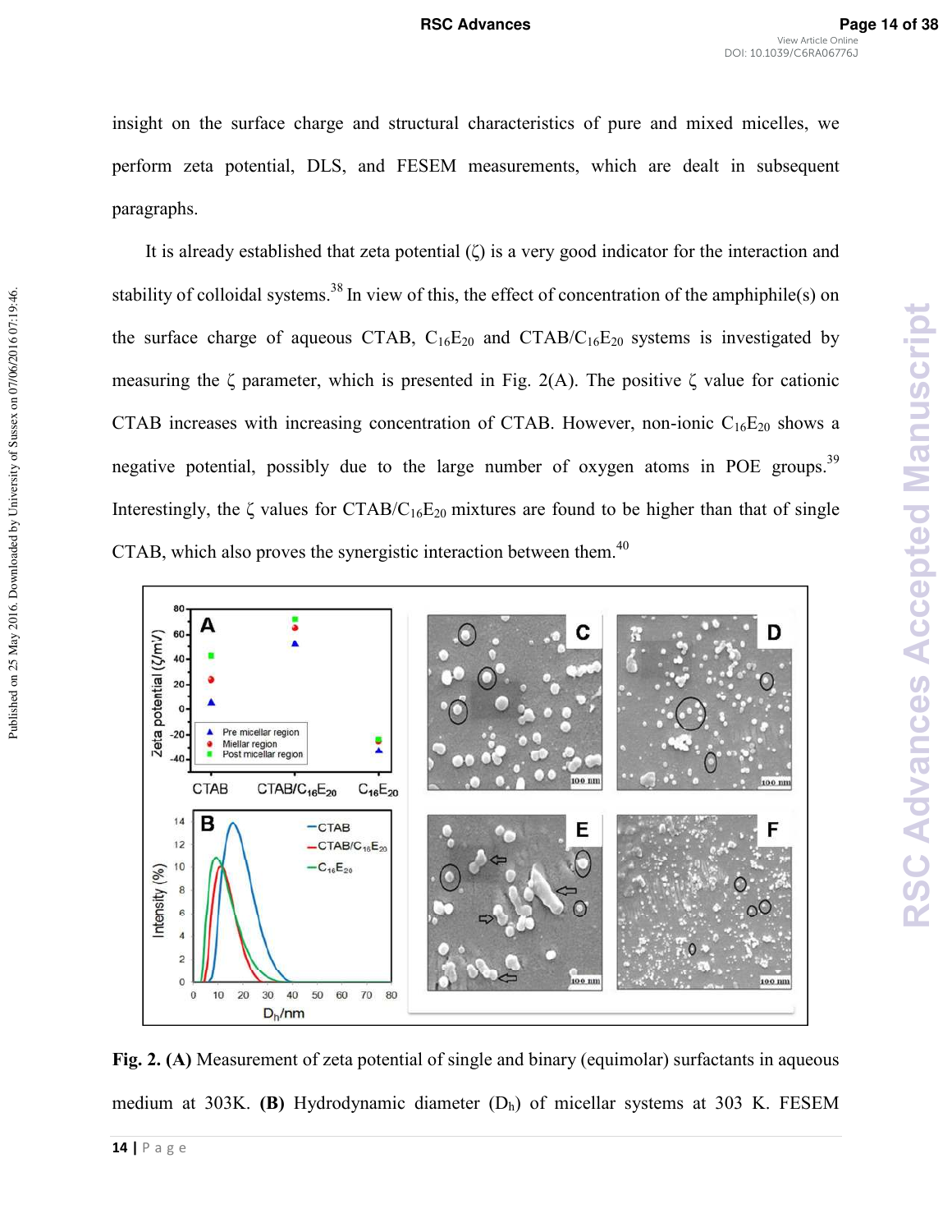insight on the surface charge and structural characteristics of pure and mixed micelles, we perform zeta potential, DLS, and FESEM measurements, which are dealt in subsequent paragraphs.

It is already established that zeta potential ($\zeta$) is a very good indicator for the interaction and stability of colloidal systems.[38] In view of this, the effect of concentration of the amphiphile(s) on the surface charge of aqueous CTAB, $C_{16}E_{20}$ and CTAB/$C_{16}E_{20}$ systems is investigated by measuring the $\zeta$ parameter, which is presented in Fig. 2(A). The positive $\zeta$ value for cationic CTAB increases with increasing concentration of CTAB. However, non-ionic $C_{16}E_{20}$ shows a negative potential, possibly due to the large number of oxygen atoms in POE groups.[39] Interestingly, the $\zeta$ values for CTAB/$C_{16}E_{20}$ mixtures are found to be higher than that of single CTAB, which also proves the synergistic interaction between them.[40]

A

Zeta potential (ζ/mV)

80
60
40
20
0
-20
-40

Pre micellar region
Miellar region
Post micellar region

CTAB
CTAB/C16E20
C16E20

B

Intensity (%)

14
12
10
8
6
4
2
0

0 10 20 30 40 50 60 70 80

Dh/nm

CTAB
CTAB/C16E20
C16E20

C

100 nm

D

100 nm

E

100 nm

F

100 nm

**Fig. 2. (A)** Measurement of zeta potential of single and binary (equimolar) surfactants in aqueous medium at 303K. **(B)** Hydrodynamic diameter ($D_h$) of micellar systems at 303 K. FESEM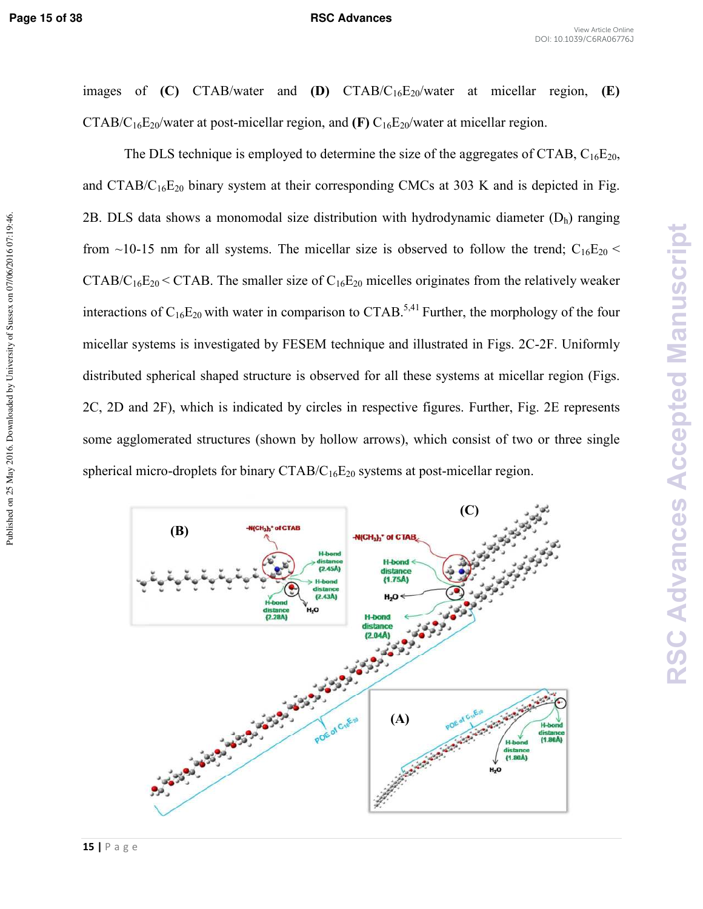images of **(C)** CTAB/water and **(D)** CTAB/$C_{16}E_{20}$/water at micellar region, **(E)** CTAB/$C_{16}E_{20}$/water at post-micellar region, and **(F)** $C_{16}E_{20}$/water at micellar region.

The DLS technique is employed to determine the size of the aggregates of CTAB, $C_{16}E_{20}$, and CTAB/$C_{16}E_{20}$ binary system at their corresponding CMCs at 303 K and is depicted in Fig. 2B. DLS data shows a monomodal size distribution with hydrodynamic diameter ($D_h$) ranging from ~10-15 nm for all systems. The micellar size is observed to follow the trend; $C_{16}E_{20}$ < CTAB/$C_{16}E_{20}$ < CTAB. The smaller size of $C_{16}E_{20}$ micelles originates from the relatively weaker interactions of $C_{16}E_{20}$ with water in comparison to CTAB.[5,41] Further, the morphology of the four micellar systems is investigated by FESEM technique and illustrated in Figs. 2C-2F. Uniformly distributed spherical shaped structure is observed for all these systems at micellar region (Figs. 2C, 2D and 2F), which is indicated by circles in respective figures. Further, Fig. 2E represents some agglomerated structures (shown by hollow arrows), which consist of two or three single spherical micro-droplets for binary CTAB/$C_{16}E_{20}$ systems at post-micellar region.

(B)
$-N(CH_3)_3^+$ of CTAB
H-bond distance (2.45Å)
H-bond distance (2.43Å)
H-bond distance (2.28Å)
$H_2O$

(C)
$-N(CH_3)_3^+$ of CTAB
H-bond distance (1.75Å)
$H_2O$
H-bond distance (2.04Å)
POE of $C_{16}E_{20}$

(A)
POE of $C_{16}E_{20}$
H-bond distance (1.86Å)
H-bond distance (1.80Å)
$H_2O$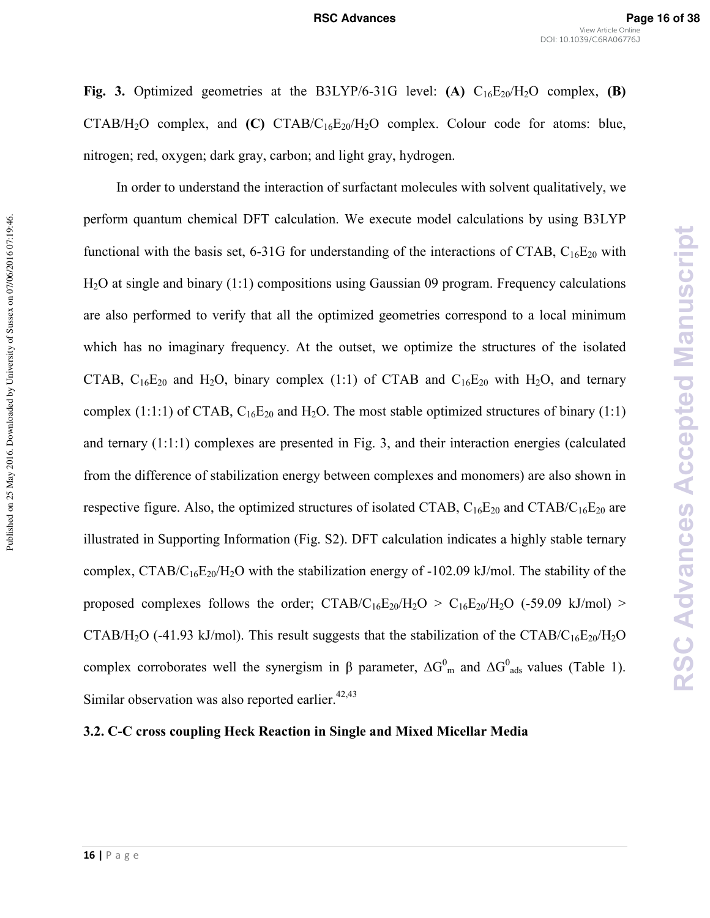**Fig. 3.** Optimized geometries at the B3LYP/6-31G level: **(A)** $C_{16}E_{20}/H_2O$ complex, **(B)** $CTAB/H_2O$ complex, and **(C)** $CTAB/C_{16}E_{20}/H_2O$ complex. Colour code for atoms: blue, nitrogen; red, oxygen; dark gray, carbon; and light gray, hydrogen.

In order to understand the interaction of surfactant molecules with solvent qualitatively, we perform quantum chemical DFT calculation. We execute model calculations by using B3LYP functional with the basis set, 6-31G for understanding of the interactions of CTAB, $C_{16}E_{20}$ with $H_2O$ at single and binary (1:1) compositions using Gaussian 09 program. Frequency calculations are also performed to verify that all the optimized geometries correspond to a local minimum which has no imaginary frequency. At the outset, we optimize the structures of the isolated CTAB, $C_{16}E_{20}$ and $H_2O$, binary complex (1:1) of CTAB and $C_{16}E_{20}$ with $H_2O$, and ternary complex (1:1:1) of CTAB, $C_{16}E_{20}$ and $H_2O$. The most stable optimized structures of binary (1:1) and ternary (1:1:1) complexes are presented in Fig. 3, and their interaction energies (calculated from the difference of stabilization energy between complexes and monomers) are also shown in respective figure. Also, the optimized structures of isolated CTAB, $C_{16}E_{20}$ and $CTAB/C_{16}E_{20}$ are illustrated in Supporting Information (Fig. S2). DFT calculation indicates a highly stable ternary complex, $CTAB/C_{16}E_{20}/H_2O$ with the stabilization energy of -102.09 kJ/mol. The stability of the proposed complexes follows the order; $CTAB/C_{16}E_{20}/H_2O$ > $C_{16}E_{20}/H_2O$ (-59.09 kJ/mol) > $CTAB/H_2O$ (-41.93 kJ/mol). This result suggests that the stabilization of the $CTAB/C_{16}E_{20}/H_2O$ complex corroborates well the synergism in $\beta$ parameter, $\Delta G^0_m$ and $\Delta G^0_{ads}$ values (Table 1). Similar observation was also reported earlier.[42,43]

### 3.2. C-C cross coupling Heck Reaction in Single and Mixed Micellar Media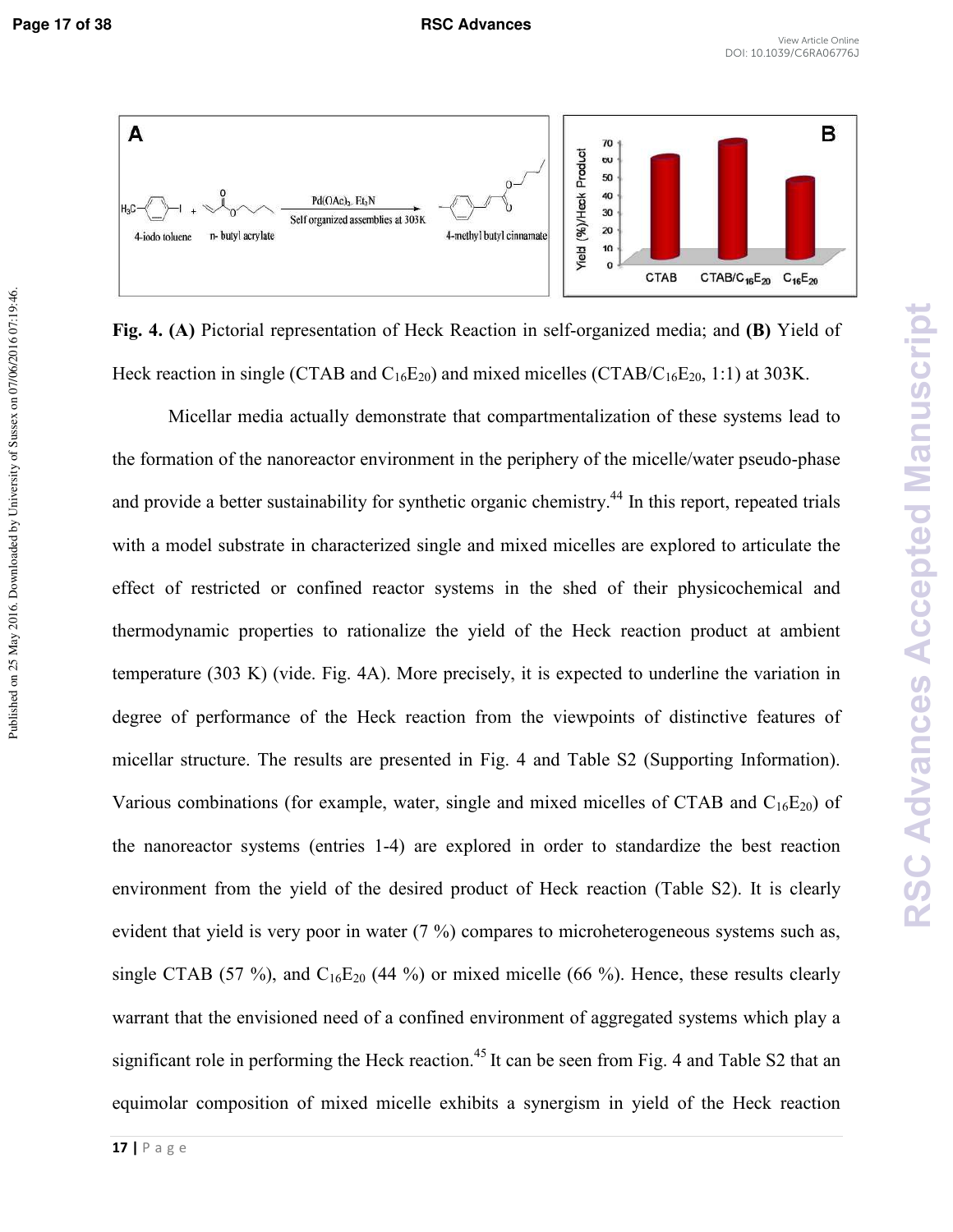A

4-iodo toluene + n- butyl acrylate

$Pd(OAc)_2$, $Et_3N$

Self organized assemblies at 303K

4-methyl butyl cinnamate

B

Yield (%)/Heck Product

70
60
50
40
30
20
10
0

CTAB
CTAB/$C_{16}E_{20}$
$C_{16}E_{20}$

**Fig. 4. (A)** Pictorial representation of Heck Reaction in self-organized media; and **(B)** Yield of Heck reaction in single (CTAB and $C_{16}E_{20}$) and mixed micelles (CTAB/$C_{16}E_{20}$, 1:1) at 303K.

Micellar media actually demonstrate that compartmentalization of these systems lead to the formation of the nanoreactor environment in the periphery of the micelle/water pseudo-phase and provide a better sustainability for synthetic organic chemistry.[44] In this report, repeated trials with a model substrate in characterized single and mixed micelles are explored to articulate the effect of restricted or confined reactor systems in the shed of their physicochemical and thermodynamic properties to rationalize the yield of the Heck reaction product at ambient temperature (303 K) (vide. Fig. 4A). More precisely, it is expected to underline the variation in degree of performance of the Heck reaction from the viewpoints of distinctive features of micellar structure. The results are presented in Fig. 4 and Table S2 (Supporting Information). Various combinations (for example, water, single and mixed micelles of CTAB and $C_{16}E_{20}$) of the nanoreactor systems (entries 1-4) are explored in order to standardize the best reaction environment from the yield of the desired product of Heck reaction (Table S2). It is clearly evident that yield is very poor in water (7 %) compares to microheterogeneous systems such as, single CTAB (57 %), and $C_{16}E_{20}$ (44 %) or mixed micelle (66 %). Hence, these results clearly warrant that the envisioned need of a confined environment of aggregated systems which play a significant role in performing the Heck reaction.[45] It can be seen from Fig. 4 and Table S2 that an equimolar composition of mixed micelle exhibits a synergism in yield of the Heck reaction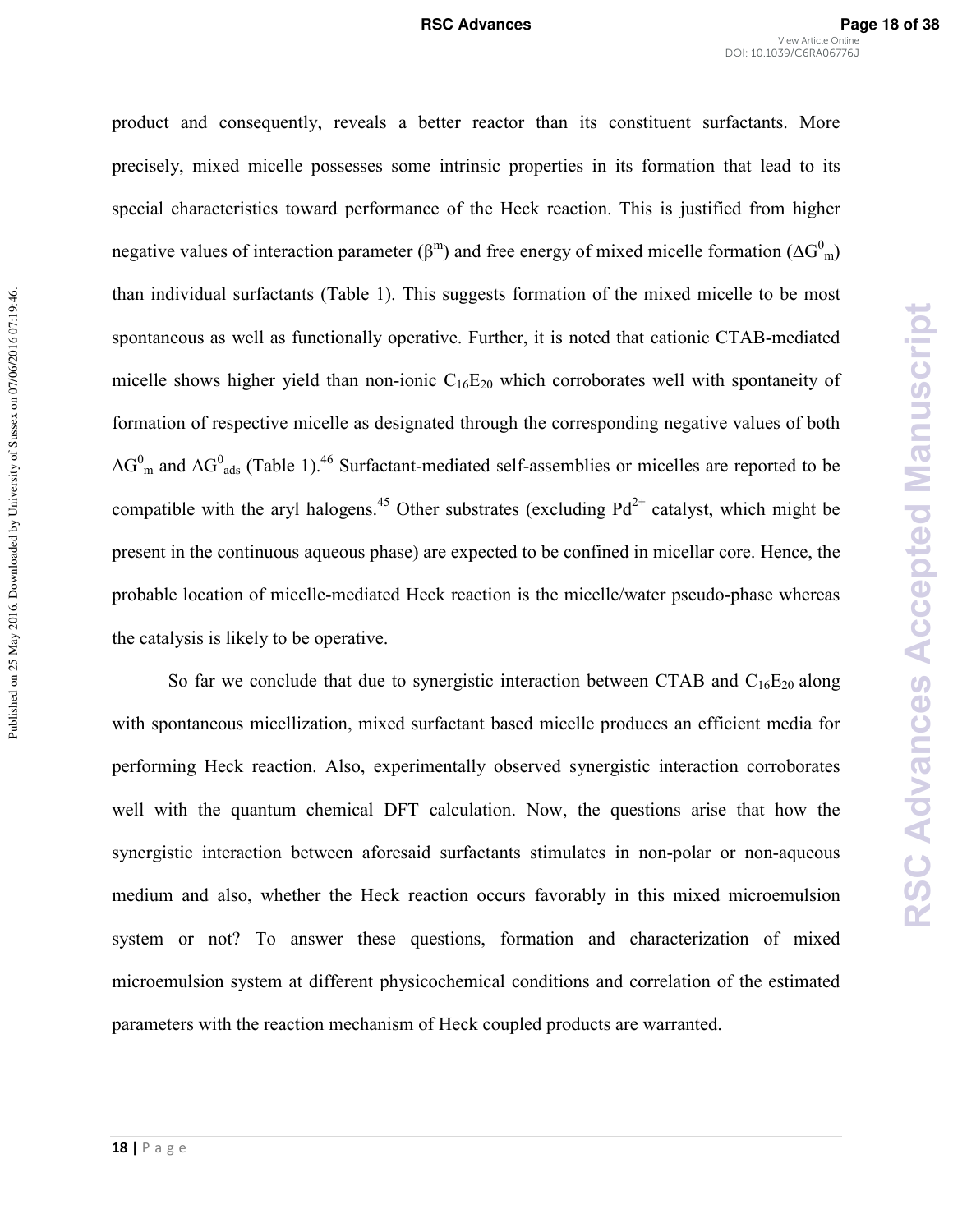product and consequently, reveals a better reactor than its constituent surfactants. More precisely, mixed micelle possesses some intrinsic properties in its formation that lead to its special characteristics toward performance of the Heck reaction. This is justified from higher negative values of interaction parameter ($\beta^m$) and free energy of mixed micelle formation ($\Delta G^0_m$) than individual surfactants (Table 1). This suggests formation of the mixed micelle to be most spontaneous as well as functionally operative. Further, it is noted that cationic CTAB-mediated micelle shows higher yield than non-ionic $C_{16}E_{20}$ which corroborates well with spontaneity of formation of respective micelle as designated through the corresponding negative values of both $\Delta G^0_m$ and $\Delta G^0_{ads}$ (Table 1).[46] Surfactant-mediated self-assemblies or micelles are reported to be compatible with the aryl halogens.[45] Other substrates (excluding $Pd^{2+}$ catalyst, which might be present in the continuous aqueous phase) are expected to be confined in micellar core. Hence, the probable location of micelle-mediated Heck reaction is the micelle/water pseudo-phase whereas the catalysis is likely to be operative.

So far we conclude that due to synergistic interaction between CTAB and $C_{16}E_{20}$ along with spontaneous micellization, mixed surfactant based micelle produces an efficient media for performing Heck reaction. Also, experimentally observed synergistic interaction corroborates well with the quantum chemical DFT calculation. Now, the questions arise that how the synergistic interaction between aforesaid surfactants stimulates in non-polar or non-aqueous medium and also, whether the Heck reaction occurs favorably in this mixed microemulsion system or not? To answer these questions, formation and characterization of mixed microemulsion system at different physicochemical conditions and correlation of the estimated parameters with the reaction mechanism of Heck coupled products are warranted.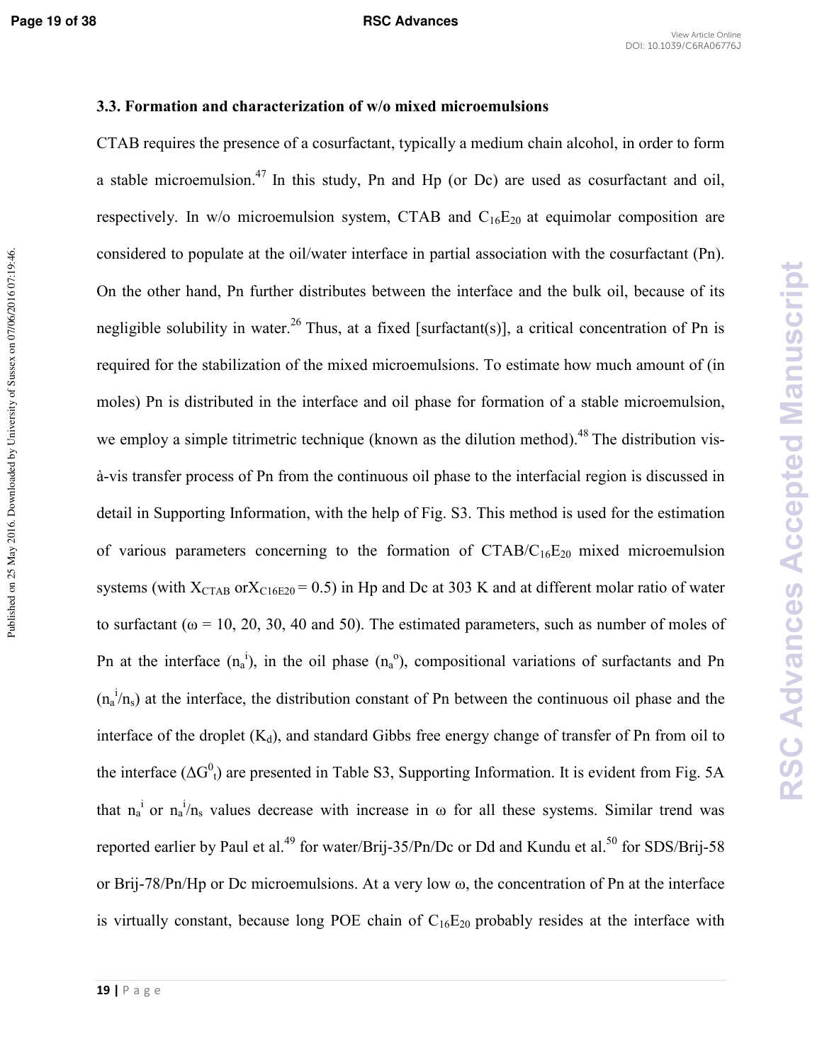### 3.3. Formation and characterization of w/o mixed microemulsions

CTAB requires the presence of a cosurfactant, typically a medium chain alcohol, in order to form a stable microemulsion.[47] In this study, Pn and Hp (or Dc) are used as cosurfactant and oil, respectively. In w/o microemulsion system, CTAB and $C_{16}E_{20}$ at equimolar composition are considered to populate at the oil/water interface in partial association with the cosurfactant (Pn). On the other hand, Pn further distributes between the interface and the bulk oil, because of its negligible solubility in water.[26] Thus, at a fixed [surfactant(s)], a critical concentration of Pn is required for the stabilization of the mixed microemulsions. To estimate how much amount of (in moles) Pn is distributed in the interface and oil phase for formation of a stable microemulsion, we employ a simple titrimetric technique (known as the dilution method).[48] The distribution vis-à-vis transfer process of Pn from the continuous oil phase to the interfacial region is discussed in detail in Supporting Information, with the help of Fig. S3. This method is used for the estimation of various parameters concerning to the formation of CTAB/$C_{16}E_{20}$ mixed microemulsion systems (with $X_{CTAB}$ or$X_{C16E20}$ = 0.5) in Hp and Dc at 303 K and at different molar ratio of water to surfactant (ω = 10, 20, 30, 40 and 50). The estimated parameters, such as number of moles of Pn at the interface ($n_a^i$), in the oil phase ($n_a^o$), compositional variations of surfactants and Pn ($n_a^i/n_s$) at the interface, the distribution constant of Pn between the continuous oil phase and the interface of the droplet ($K_d$), and standard Gibbs free energy change of transfer of Pn from oil to the interface ($\Delta G^0_t$) are presented in Table S3, Supporting Information. It is evident from Fig. 5A that $n_a^i$ or $n_a^i/n_s$ values decrease with increase in ω for all these systems. Similar trend was reported earlier by Paul et al.[49] for water/Brij-35/Pn/Dc or Dd and Kundu et al.[50] for SDS/Brij-58 or Brij-78/Pn/Hp or Dc microemulsions. At a very low ω, the concentration of Pn at the interface is virtually constant, because long POE chain of $C_{16}E_{20}$ probably resides at the interface with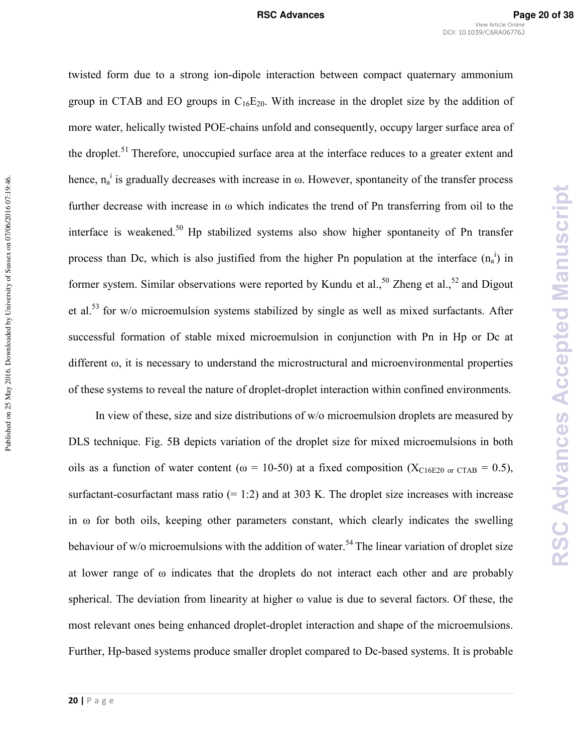twisted form due to a strong ion-dipole interaction between compact quaternary ammonium group in CTAB and EO groups in $C_{16}E_{20}$. With increase in the droplet size by the addition of more water, helically twisted POE-chains unfold and consequently, occupy larger surface area of the droplet.[51] Therefore, unoccupied surface area at the interface reduces to a greater extent and hence, $n_a^i$ is gradually decreases with increase in ω. However, spontaneity of the transfer process further decrease with increase in ω which indicates the trend of Pn transferring from oil to the interface is weakened.[50] Hp stabilized systems also show higher spontaneity of Pn transfer process than Dc, which is also justified from the higher Pn population at the interface ($n_a^i$) in former system. Similar observations were reported by Kundu et al.,[50] Zheng et al.,[52] and Digout et al.[53] for w/o microemulsion systems stabilized by single as well as mixed surfactants. After successful formation of stable mixed microemulsion in conjunction with Pn in Hp or Dc at different ω, it is necessary to understand the microstructural and microenvironmental properties of these systems to reveal the nature of droplet-droplet interaction within confined environments.

In view of these, size and size distributions of w/o microemulsion droplets are measured by DLS technique. Fig. 5B depicts variation of the droplet size for mixed microemulsions in both oils as a function of water content (ω = 10-50) at a fixed composition ($X_{C16E20 \text{ or } CTAB}$ = 0.5), surfactant-cosurfactant mass ratio (= 1:2) and at 303 K. The droplet size increases with increase in ω for both oils, keeping other parameters constant, which clearly indicates the swelling behaviour of w/o microemulsions with the addition of water.[54] The linear variation of droplet size at lower range of ω indicates that the droplets do not interact each other and are probably spherical. The deviation from linearity at higher ω value is due to several factors. Of these, the most relevant ones being enhanced droplet-droplet interaction and shape of the microemulsions. Further, Hp-based systems produce smaller droplet compared to Dc-based systems. It is probable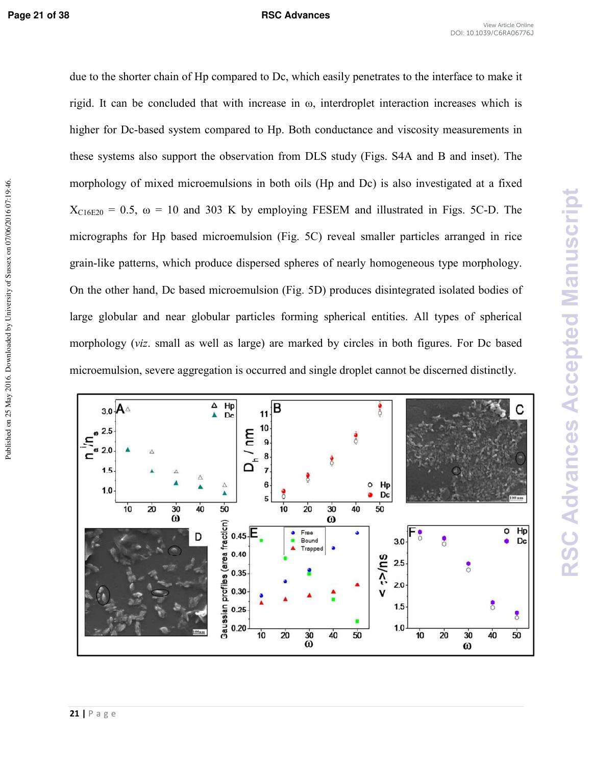due to the shorter chain of Hp compared to Dc, which easily penetrates to the interface to make it rigid. It can be concluded that with increase in ω, interdroplet interaction increases which is higher for Dc-based system compared to Hp. Both conductance and viscosity measurements in these systems also support the observation from DLS study (Figs. S4A and B and inset). The morphology of mixed microemulsions in both oils (Hp and Dc) is also investigated at a fixed $X_{C16E20}$ = 0.5, ω = 10 and 303 K by employing FESEM and illustrated in Figs. 5C-D. The micrographs for Hp based microemulsion (Fig. 5C) reveal smaller particles arranged in rice grain-like patterns, which produce dispersed spheres of nearly homogeneous type morphology. On the other hand, Dc based microemulsion (Fig. 5D) produces disintegrated isolated bodies of large globular and near globular particles forming spherical entities. All types of spherical morphology (*viz*. small as well as large) are marked by circles in both figures. For Dc based microemulsion, severe aggregation is occurred and single droplet cannot be discerned distinctly.

A
Hp
Dc
$n_a^i/n_s$
3.0
2.5
2.0
1.5
1.0
10 20 30 40 50
ω

B
$D_h$ / nm
11
10
9
8
7
6
5
Hp
Dc
10 20 30 40 50
ω

C
100 nm

D
100nm

E
Gaussian profiles (area fraction)
Free
Bound
Trapped
0.45
0.40
0.35
0.30
0.25
0.20
10 20 30 40 50
ω

F
< τ >/ns
Hp
Dc
3.0
2.5
2.0
1.5
1.0
10 20 30 40 50
ω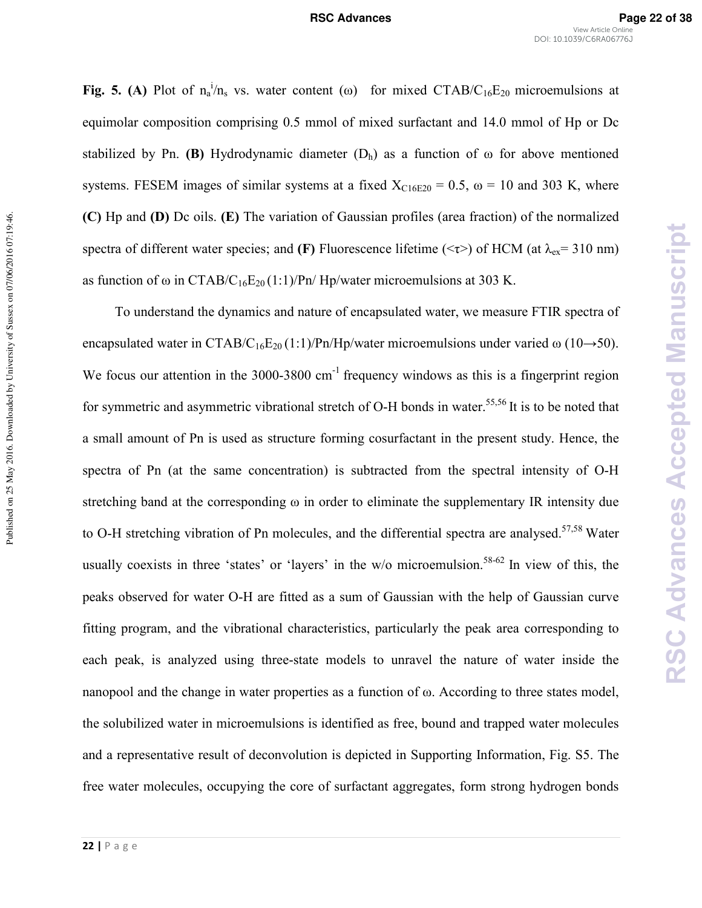**Fig. 5. (A)** Plot of $n_a^i/n_s$ vs. water content ($\omega$) for mixed CTAB/$C_{16}E_{20}$ microemulsions at equimolar composition comprising 0.5 mmol of mixed surfactant and 14.0 mmol of Hp or Dc stabilized by Pn. **(B)** Hydrodynamic diameter ($D_h$) as a function of $\omega$ for above mentioned systems. FESEM images of similar systems at a fixed $X_{C16E20} = 0.5$, $\omega = 10$ and 303 K, where **(C)** Hp and **(D)** Dc oils. **(E)** The variation of Gaussian profiles (area fraction) of the normalized spectra of different water species; and **(F)** Fluorescence lifetime ($<\tau>$) of HCM (at $\lambda_{ex}$= 310 nm) as function of $\omega$ in CTAB/$C_{16}E_{20}$ (1:1)/Pn/ Hp/water microemulsions at 303 K.

To understand the dynamics and nature of encapsulated water, we measure FTIR spectra of encapsulated water in CTAB/$C_{16}E_{20}$ (1:1)/Pn/Hp/water microemulsions under varied $\omega$ (10→50). We focus our attention in the 3000-3800 $cm^{-1}$ frequency windows as this is a fingerprint region for symmetric and asymmetric vibrational stretch of O-H bonds in water.[55,56] It is to be noted that a small amount of Pn is used as structure forming cosurfactant in the present study. Hence, the spectra of Pn (at the same concentration) is subtracted from the spectral intensity of O-H stretching band at the corresponding $\omega$ in order to eliminate the supplementary IR intensity due to O-H stretching vibration of Pn molecules, and the differential spectra are analysed.[57,58] Water usually coexists in three 'states' or 'layers' in the w/o microemulsion.[58-62] In view of this, the peaks observed for water O-H are fitted as a sum of Gaussian with the help of Gaussian curve fitting program, and the vibrational characteristics, particularly the peak area corresponding to each peak, is analyzed using three-state models to unravel the nature of water inside the nanopool and the change in water properties as a function of $\omega$. According to three states model, the solubilized water in microemulsions is identified as free, bound and trapped water molecules and a representative result of deconvolution is depicted in Supporting Information, Fig. S5. The free water molecules, occupying the core of surfactant aggregates, form strong hydrogen bonds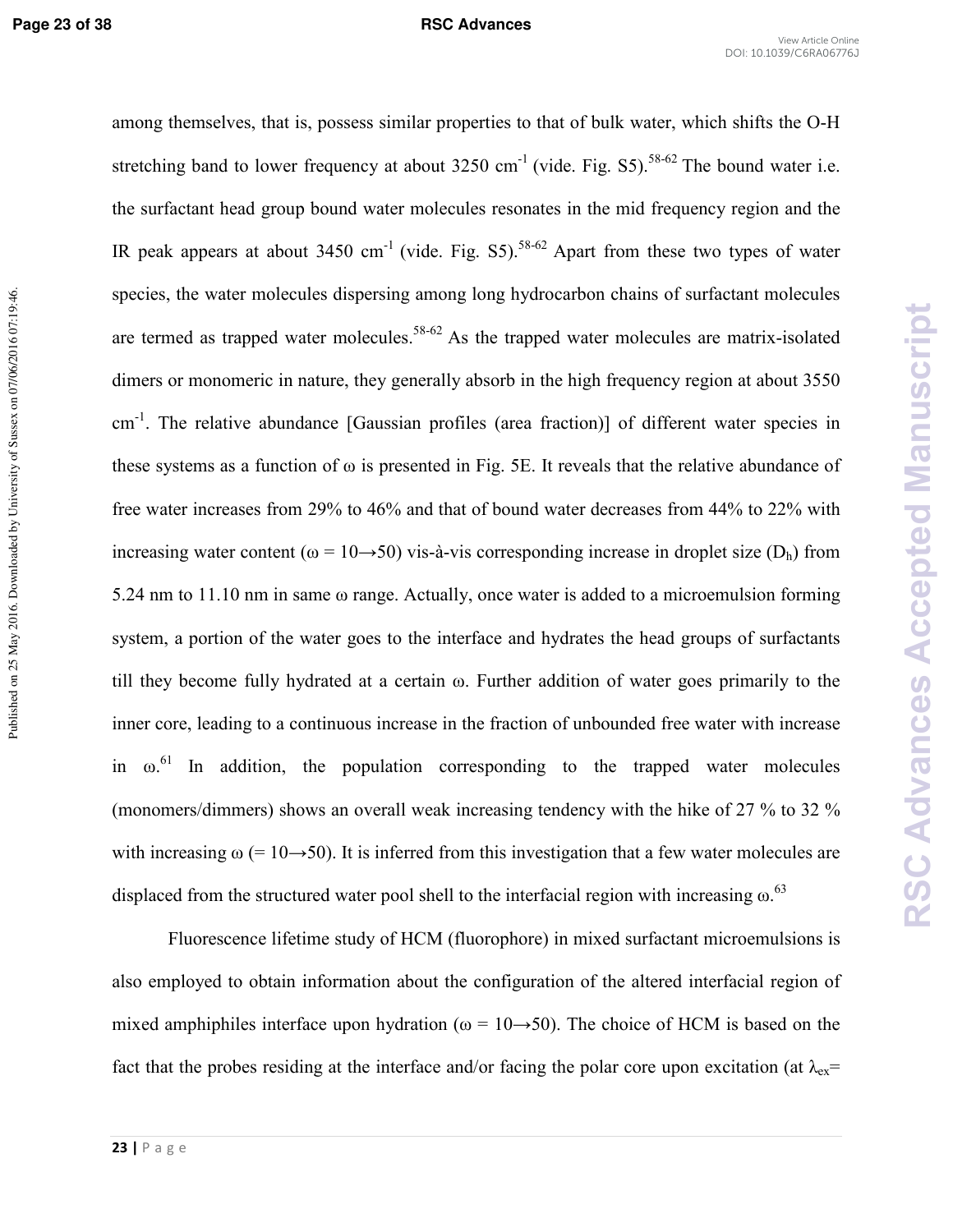among themselves, that is, possess similar properties to that of bulk water, which shifts the O-H stretching band to lower frequency at about 3250 cm$^{-1}$ (vide. Fig. S5).[58-62] The bound water i.e. the surfactant head group bound water molecules resonates in the mid frequency region and the IR peak appears at about 3450 cm$^{-1}$ (vide. Fig. S5).[58-62] Apart from these two types of water species, the water molecules dispersing among long hydrocarbon chains of surfactant molecules are termed as trapped water molecules.[58-62] As the trapped water molecules are matrix-isolated dimers or monomeric in nature, they generally absorb in the high frequency region at about 3550 cm$^{-1}$. The relative abundance [Gaussian profiles (area fraction)] of different water species in these systems as a function of $\omega$ is presented in Fig. 5E. It reveals that the relative abundance of free water increases from 29% to 46% and that of bound water decreases from 44% to 22% with increasing water content ($\omega$ = 10→50) vis-à-vis corresponding increase in droplet size ($D_h$) from 5.24 nm to 11.10 nm in same $\omega$ range. Actually, once water is added to a microemulsion forming system, a portion of the water goes to the interface and hydrates the head groups of surfactants till they become fully hydrated at a certain $\omega$. Further addition of water goes primarily to the inner core, leading to a continuous increase in the fraction of unbounded free water with increase in $\omega$.[61] In addition, the population corresponding to the trapped water molecules (monomers/dimmers) shows an overall weak increasing tendency with the hike of 27 % to 32 % with increasing $\omega$ (= 10→50). It is inferred from this investigation that a few water molecules are displaced from the structured water pool shell to the interfacial region with increasing $\omega$.[63]

Fluorescence lifetime study of HCM (fluorophore) in mixed surfactant microemulsions is also employed to obtain information about the configuration of the altered interfacial region of mixed amphiphiles interface upon hydration ($\omega$ = 10→50). The choice of HCM is based on the fact that the probes residing at the interface and/or facing the polar core upon excitation (at $\lambda_{ex}$=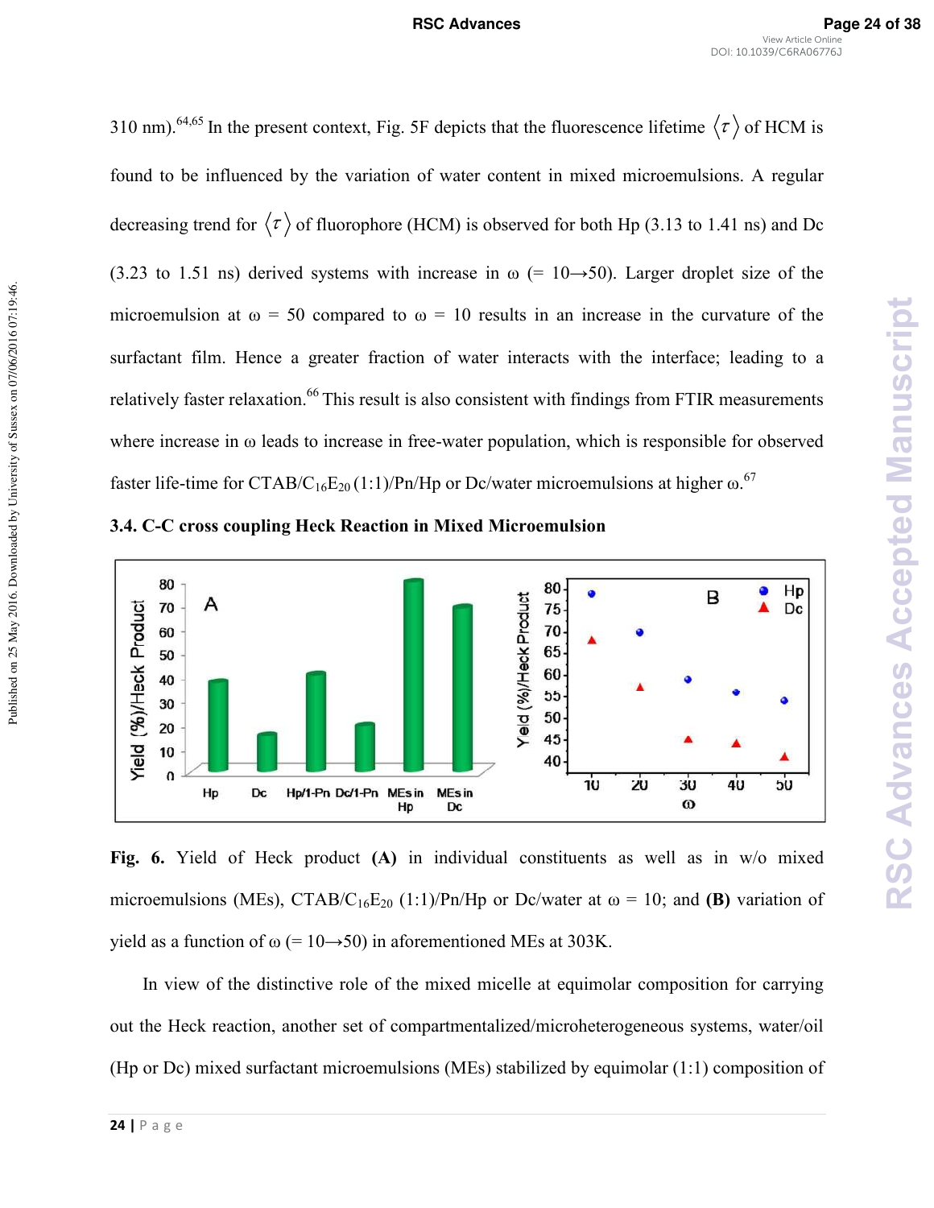310 nm).[64,65] In the present context, Fig. 5F depicts that the fluorescence lifetime $\langle \tau \rangle$ of HCM is found to be influenced by the variation of water content in mixed microemulsions. A regular decreasing trend for $\langle \tau \rangle$ of fluorophore (HCM) is observed for both Hp (3.13 to 1.41 ns) and Dc (3.23 to 1.51 ns) derived systems with increase in ω (= 10→50). Larger droplet size of the microemulsion at ω = 50 compared to ω = 10 results in an increase in the curvature of the surfactant film. Hence a greater fraction of water interacts with the interface; leading to a relatively faster relaxation.[66] This result is also consistent with findings from FTIR measurements where increase in ω leads to increase in free-water population, which is responsible for observed faster life-time for CTAB/$C_{16}E_{20}$ (1:1)/Pn/Hp or Dc/water microemulsions at higher ω.[67]

### 3.4. C-C cross coupling Heck Reaction in Mixed Microemulsion

A

Yield (%)/Heck Product

0
10
20
30
40
50
60
70
80

Hp
Dc
Hp/1-Pn
Dc/1-Pn
MEs in Hp
MEs in Dc

B

Yield (%)/Heck Product

40
45
50
55
60
65
70
75
80

10
20
30
40
50

ω

Hp
Dc

**Fig. 6.** Yield of Heck product **(A)** in individual constituents as well as in w/o mixed microemulsions (MEs), CTAB/$C_{16}E_{20}$ (1:1)/Pn/Hp or Dc/water at ω = 10; and **(B)** variation of yield as a function of ω (= 10→50) in aforementioned MEs at 303K.

In view of the distinctive role of the mixed micelle at equimolar composition for carrying out the Heck reaction, another set of compartmentalized/microheterogeneous systems, water/oil (Hp or Dc) mixed surfactant microemulsions (MEs) stabilized by equimolar (1:1) composition of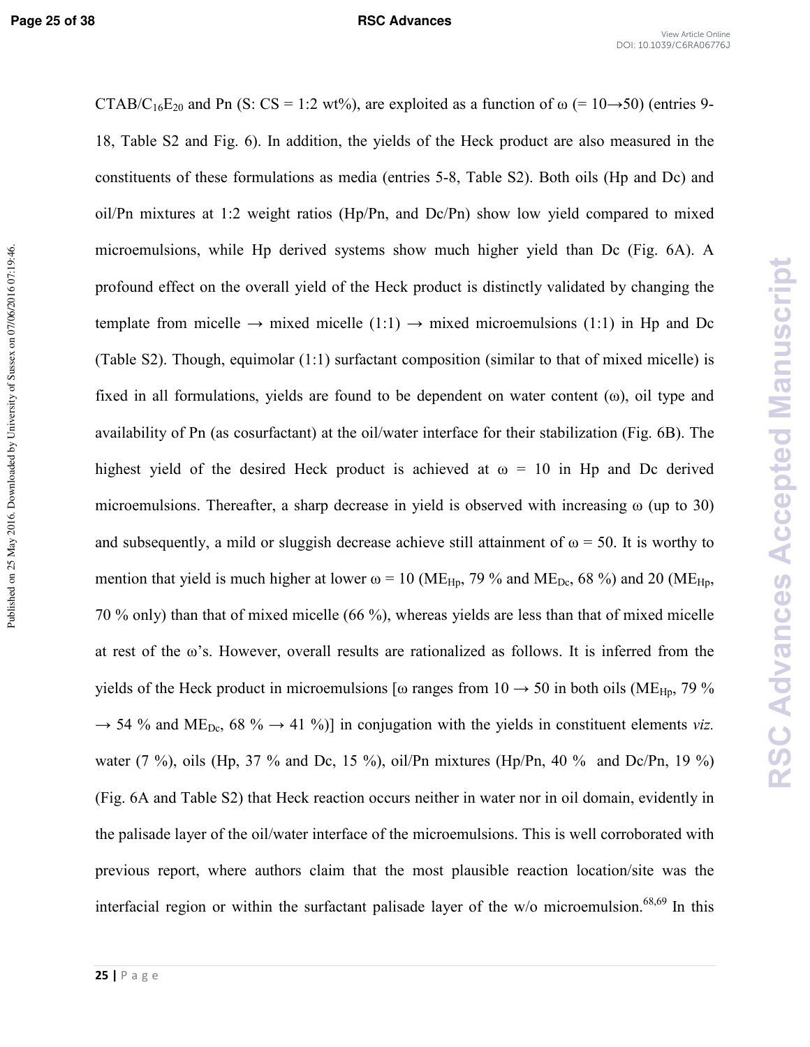CTAB/$C_{16}E_{20}$ and Pn (S: CS = 1:2 wt%), are exploited as a function of ω (= 10→50) (entries 9-18, Table S2 and Fig. 6). In addition, the yields of the Heck product are also measured in the constituents of these formulations as media (entries 5-8, Table S2). Both oils (Hp and Dc) and oil/Pn mixtures at 1:2 weight ratios (Hp/Pn, and Dc/Pn) show low yield compared to mixed microemulsions, while Hp derived systems show much higher yield than Dc (Fig. 6A). A profound effect on the overall yield of the Heck product is distinctly validated by changing the template from micelle → mixed micelle (1:1) → mixed microemulsions (1:1) in Hp and Dc (Table S2). Though, equimolar (1:1) surfactant composition (similar to that of mixed micelle) is fixed in all formulations, yields are found to be dependent on water content (ω), oil type and availability of Pn (as cosurfactant) at the oil/water interface for their stabilization (Fig. 6B). The highest yield of the desired Heck product is achieved at ω = 10 in Hp and Dc derived microemulsions. Thereafter, a sharp decrease in yield is observed with increasing ω (up to 30) and subsequently, a mild or sluggish decrease achieve still attainment of ω = 50. It is worthy to mention that yield is much higher at lower ω = 10 ($ME_{Hp}$, 79 % and $ME_{Dc}$, 68 %) and 20 ($ME_{Hp}$, 70 % only) than that of mixed micelle (66 %), whereas yields are less than that of mixed micelle at rest of the ω's. However, overall results are rationalized as follows. It is inferred from the yields of the Heck product in microemulsions [ω ranges from 10 → 50 in both oils ($ME_{Hp}$, 79 % → 54 % and $ME_{Dc}$, 68 % → 41 %)] in conjugation with the yields in constituent elements *viz.* water (7 %), oils (Hp, 37 % and Dc, 15 %), oil/Pn mixtures (Hp/Pn, 40 % and Dc/Pn, 19 %) (Fig. 6A and Table S2) that Heck reaction occurs neither in water nor in oil domain, evidently in the palisade layer of the oil/water interface of the microemulsions. This is well corroborated with previous report, where authors claim that the most plausible reaction location/site was the interfacial region or within the surfactant palisade layer of the w/o microemulsion.[68,69] In this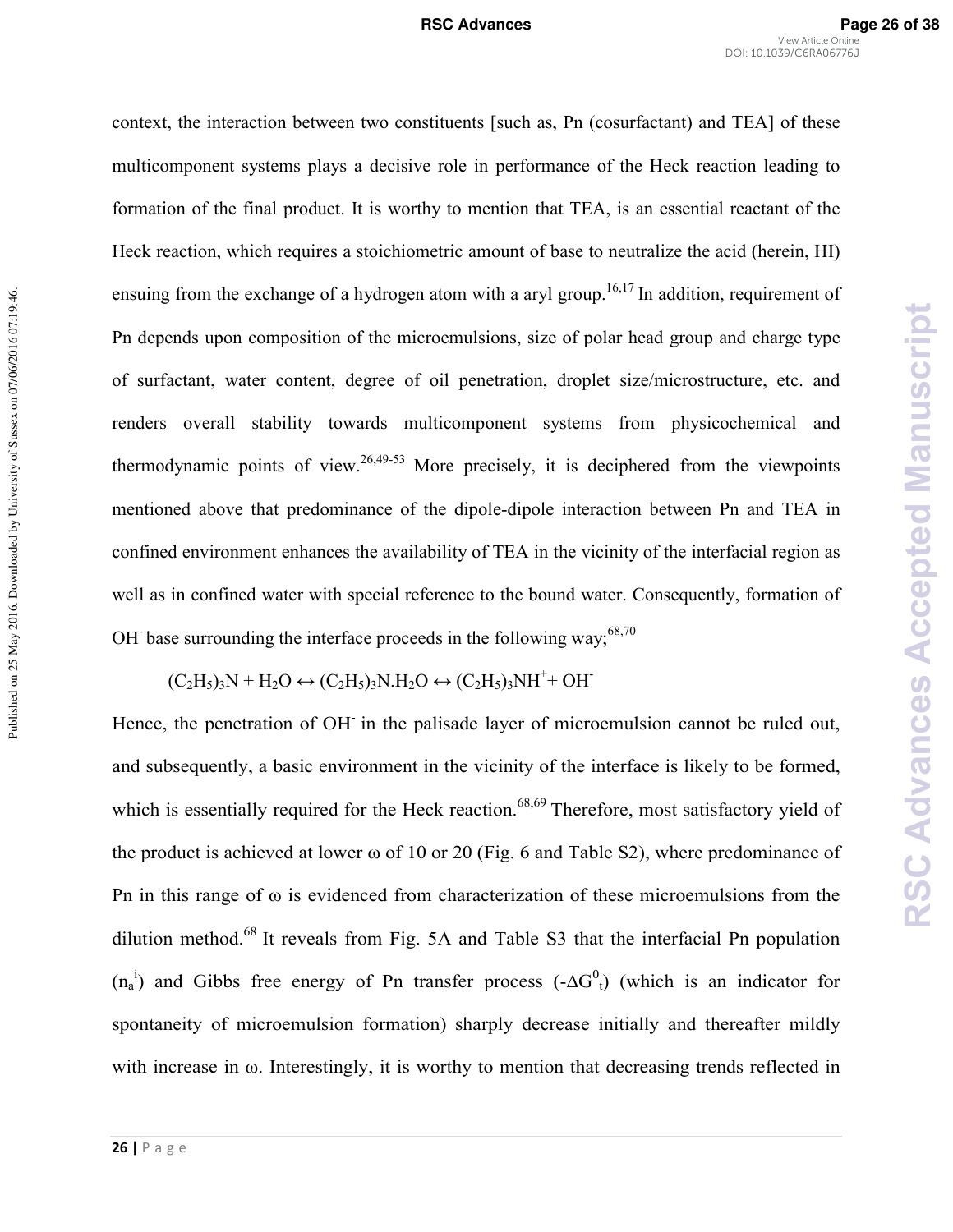context, the interaction between two constituents [such as, Pn (cosurfactant) and TEA] of these multicomponent systems plays a decisive role in performance of the Heck reaction leading to formation of the final product. It is worthy to mention that TEA, is an essential reactant of the Heck reaction, which requires a stoichiometric amount of base to neutralize the acid (herein, HI) ensuing from the exchange of a hydrogen atom with a aryl group.[16,17] In addition, requirement of Pn depends upon composition of the microemulsions, size of polar head group and charge type of surfactant, water content, degree of oil penetration, droplet size/microstructure, etc. and renders overall stability towards multicomponent systems from physicochemical and thermodynamic points of view.[26,49-53] More precisely, it is deciphered from the viewpoints mentioned above that predominance of the dipole-dipole interaction between Pn and TEA in confined environment enhances the availability of TEA in the vicinity of the interfacial region as well as in confined water with special reference to the bound water. Consequently, formation of $OH^-$ base surrounding the interface proceeds in the following way;[68,70]

$$(C_2H_5)_3N + H_2O \leftrightarrow (C_2H_5)_3N.H_2O \leftrightarrow (C_2H_5)_3NH^+ + OH^-$$

Hence, the penetration of $OH^-$ in the palisade layer of microemulsion cannot be ruled out, and subsequently, a basic environment in the vicinity of the interface is likely to be formed, which is essentially required for the Heck reaction.[68,69] Therefore, most satisfactory yield of the product is achieved at lower $\omega$ of 10 or 20 (Fig. 6 and Table S2), where predominance of Pn in this range of $\omega$ is evidenced from characterization of these microemulsions from the dilution method.[68] It reveals from Fig. 5A and Table S3 that the interfacial Pn population ($n_a^i$) and Gibbs free energy of Pn transfer process ($-\Delta G^0_t$) (which is an indicator for spontaneity of microemulsion formation) sharply decrease initially and thereafter mildly with increase in $\omega$. Interestingly, it is worthy to mention that decreasing trends reflected in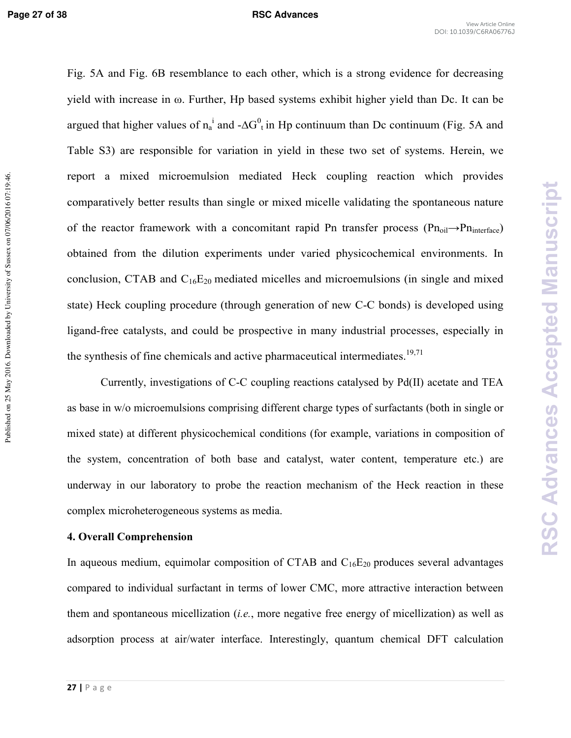Fig. 5A and Fig. 6B resemblance to each other, which is a strong evidence for decreasing yield with increase in ω. Further, Hp based systems exhibit higher yield than Dc. It can be argued that higher values of $n_a^i$ and $-\Delta G^0_t$ in Hp continuum than Dc continuum (Fig. 5A and Table S3) are responsible for variation in yield in these two set of systems. Herein, we report a mixed microemulsion mediated Heck coupling reaction which provides comparatively better results than single or mixed micelle validating the spontaneous nature of the reactor framework with a concomitant rapid Pn transfer process ($Pn_{oil} \rightarrow Pn_{interface}$) obtained from the dilution experiments under varied physicochemical environments. In conclusion, CTAB and $C_{16}E_{20}$ mediated micelles and microemulsions (in single and mixed state) Heck coupling procedure (through generation of new C-C bonds) is developed using ligand-free catalysts, and could be prospective in many industrial processes, especially in the synthesis of fine chemicals and active pharmaceutical intermediates.[19,71]

Currently, investigations of C-C coupling reactions catalysed by Pd(II) acetate and TEA as base in w/o microemulsions comprising different charge types of surfactants (both in single or mixed state) at different physicochemical conditions (for example, variations in composition of the system, concentration of both base and catalyst, water content, temperature etc.) are underway in our laboratory to probe the reaction mechanism of the Heck reaction in these complex microheterogeneous systems as media.

## 4. Overall Comprehension

In aqueous medium, equimolar composition of CTAB and $C_{16}E_{20}$ produces several advantages compared to individual surfactant in terms of lower CMC, more attractive interaction between them and spontaneous micellization (*i.e.*, more negative free energy of micellization) as well as adsorption process at air/water interface. Interestingly, quantum chemical DFT calculation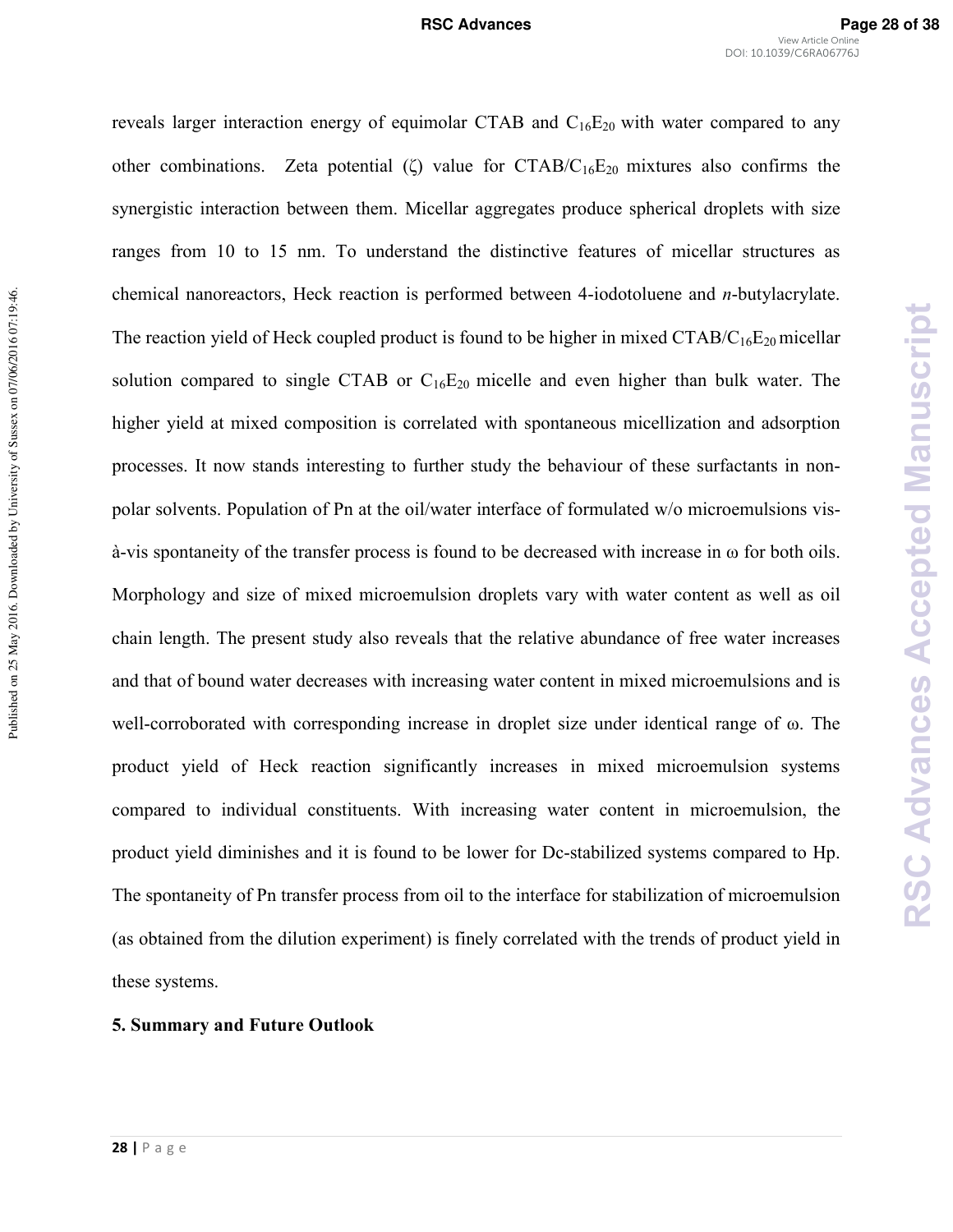reveals larger interaction energy of equimolar CTAB and $C_{16}E_{20}$ with water compared to any other combinations. Zeta potential ($\zeta$) value for CTAB/$C_{16}E_{20}$ mixtures also confirms the synergistic interaction between them. Micellar aggregates produce spherical droplets with size ranges from 10 to 15 nm. To understand the distinctive features of micellar structures as chemical nanoreactors, Heck reaction is performed between 4-iodotoluene and *n*-butylacrylate. The reaction yield of Heck coupled product is found to be higher in mixed CTAB/$C_{16}E_{20}$ micellar solution compared to single CTAB or $C_{16}E_{20}$ micelle and even higher than bulk water. The higher yield at mixed composition is correlated with spontaneous micellization and adsorption processes. It now stands interesting to further study the behaviour of these surfactants in non-polar solvents. Population of Pn at the oil/water interface of formulated w/o microemulsions vis-à-vis spontaneity of the transfer process is found to be decreased with increase in $\omega$ for both oils. Morphology and size of mixed microemulsion droplets vary with water content as well as oil chain length. The present study also reveals that the relative abundance of free water increases and that of bound water decreases with increasing water content in mixed microemulsions and is well-corroborated with corresponding increase in droplet size under identical range of $\omega$. The product yield of Heck reaction significantly increases in mixed microemulsion systems compared to individual constituents. With increasing water content in microemulsion, the product yield diminishes and it is found to be lower for Dc-stabilized systems compared to Hp. The spontaneity of Pn transfer process from oil to the interface for stabilization of microemulsion (as obtained from the dilution experiment) is finely correlated with the trends of product yield in these systems.

## 5. Summary and Future Outlook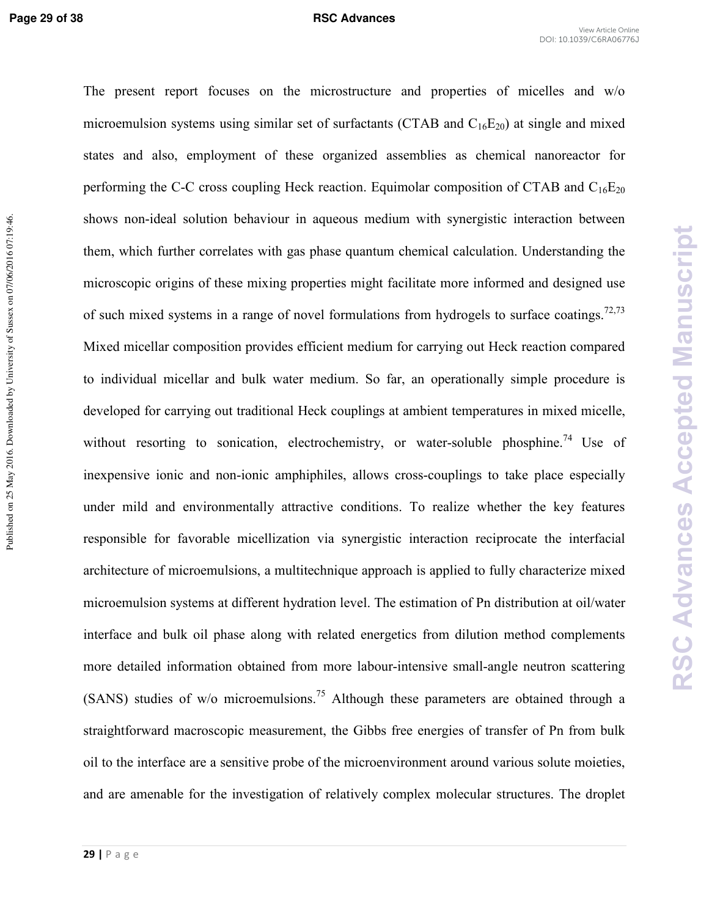The present report focuses on the microstructure and properties of micelles and w/o microemulsion systems using similar set of surfactants (CTAB and $C_{16}E_{20}$) at single and mixed states and also, employment of these organized assemblies as chemical nanoreactor for performing the C-C cross coupling Heck reaction. Equimolar composition of CTAB and $C_{16}E_{20}$ shows non-ideal solution behaviour in aqueous medium with synergistic interaction between them, which further correlates with gas phase quantum chemical calculation. Understanding the microscopic origins of these mixing properties might facilitate more informed and designed use of such mixed systems in a range of novel formulations from hydrogels to surface coatings.[72,73] Mixed micellar composition provides efficient medium for carrying out Heck reaction compared to individual micellar and bulk water medium. So far, an operationally simple procedure is developed for carrying out traditional Heck couplings at ambient temperatures in mixed micelle, without resorting to sonication, electrochemistry, or water-soluble phosphine.[74] Use of inexpensive ionic and non-ionic amphiphiles, allows cross-couplings to take place especially under mild and environmentally attractive conditions. To realize whether the key features responsible for favorable micellization via synergistic interaction reciprocate the interfacial architecture of microemulsions, a multitechnique approach is applied to fully characterize mixed microemulsion systems at different hydration level. The estimation of Pn distribution at oil/water interface and bulk oil phase along with related energetics from dilution method complements more detailed information obtained from more labour-intensive small-angle neutron scattering (SANS) studies of w/o microemulsions.[75] Although these parameters are obtained through a straightforward macroscopic measurement, the Gibbs free energies of transfer of Pn from bulk oil to the interface are a sensitive probe of the microenvironment around various solute moieties, and are amenable for the investigation of relatively complex molecular structures. The droplet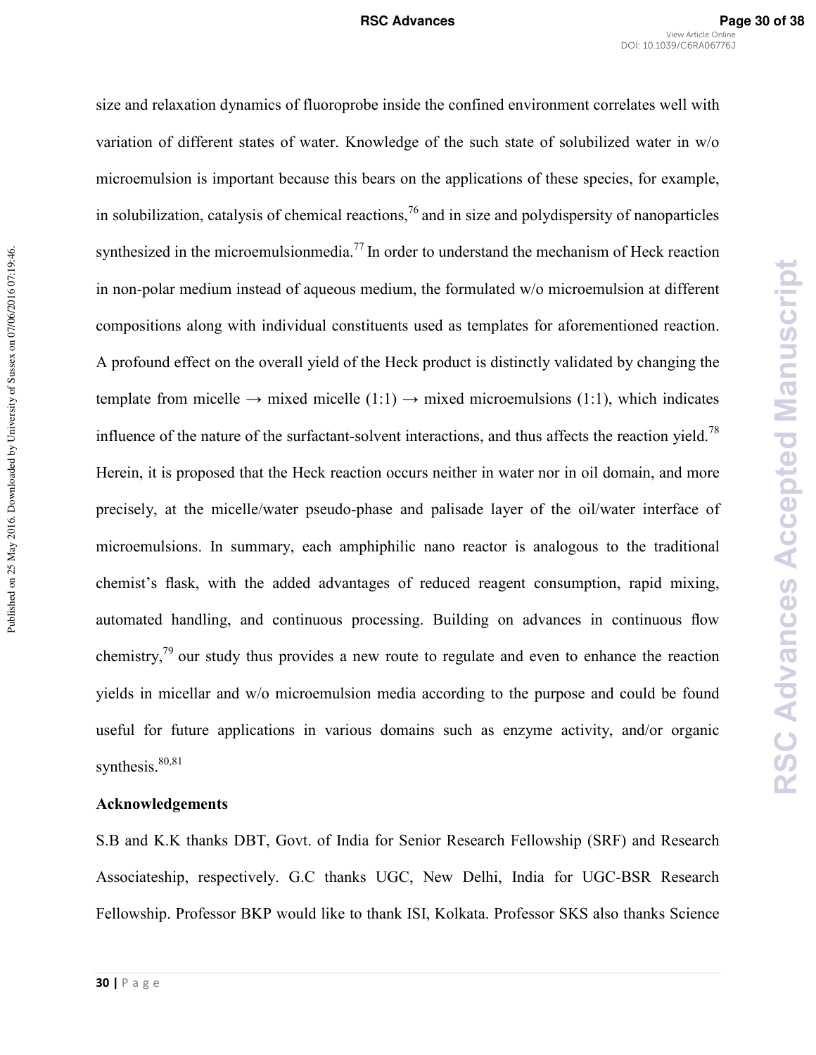size and relaxation dynamics of fluoroprobe inside the confined environment correlates well with variation of different states of water. Knowledge of the such state of solubilized water in w/o microemulsion is important because this bears on the applications of these species, for example, in solubilization, catalysis of chemical reactions,[76] and in size and polydispersity of nanoparticles synthesized in the microemulsionmedia.[77] In order to understand the mechanism of Heck reaction in non-polar medium instead of aqueous medium, the formulated w/o microemulsion at different compositions along with individual constituents used as templates for aforementioned reaction. A profound effect on the overall yield of the Heck product is distinctly validated by changing the template from micelle → mixed micelle (1:1) → mixed microemulsions (1:1), which indicates influence of the nature of the surfactant-solvent interactions, and thus affects the reaction yield.[78] Herein, it is proposed that the Heck reaction occurs neither in water nor in oil domain, and more precisely, at the micelle/water pseudo-phase and palisade layer of the oil/water interface of microemulsions. In summary, each amphiphilic nano reactor is analogous to the traditional chemist's flask, with the added advantages of reduced reagent consumption, rapid mixing, automated handling, and continuous processing. Building on advances in continuous flow chemistry,[79] our study thus provides a new route to regulate and even to enhance the reaction yields in micellar and w/o microemulsion media according to the purpose and could be found useful for future applications in various domains such as enzyme activity, and/or organic synthesis.[80,81]

**Acknowledgements**

S.B and K.K thanks DBT, Govt. of India for Senior Research Fellowship (SRF) and Research Associateship, respectively. G.C thanks UGC, New Delhi, India for UGC-BSR Research Fellowship. Professor BKP would like to thank ISI, Kolkata. Professor SKS also thanks Science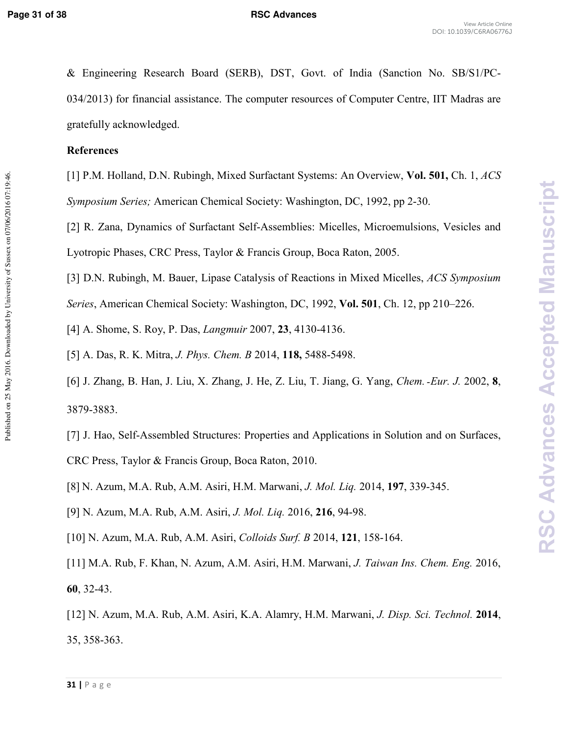& Engineering Research Board (SERB), DST, Govt. of India (Sanction No. SB/S1/PC-034/2013) for financial assistance. The computer resources of Computer Centre, IIT Madras are gratefully acknowledged.

**References**

[1] P.M. Holland, D.N. Rubingh, Mixed Surfactant Systems: An Overview, **Vol. 501,** Ch. 1, *ACS Symposium Series;* American Chemical Society: Washington, DC, 1992, pp 2-30.

[2] R. Zana, Dynamics of Surfactant Self-Assemblies: Micelles, Microemulsions, Vesicles and Lyotropic Phases, CRC Press, Taylor & Francis Group, Boca Raton, 2005.

[3] D.N. Rubingh, M. Bauer, Lipase Catalysis of Reactions in Mixed Micelles, *ACS Symposium Series*, American Chemical Society: Washington, DC, 1992, **Vol. 501**, Ch. 12, pp 210–226.

[4] A. Shome, S. Roy, P. Das, *Langmuir* 2007, **23**, 4130-4136.

[5] A. Das, R. K. Mitra, *J. Phys. Chem. B* 2014, **118,** 5488-5498.

[6] J. Zhang, B. Han, J. Liu, X. Zhang, J. He, Z. Liu, T. Jiang, G. Yang, *Chem.-Eur. J.* 2002, **8**, 3879-3883.

[7] J. Hao, Self-Assembled Structures: Properties and Applications in Solution and on Surfaces, CRC Press, Taylor & Francis Group, Boca Raton, 2010.

[8] N. Azum, M.A. Rub, A.M. Asiri, H.M. Marwani, *J. Mol. Liq.* 2014, **197**, 339-345.

[9] N. Azum, M.A. Rub, A.M. Asiri, *J. Mol. Liq.* 2016, **216**, 94-98.

[10] N. Azum, M.A. Rub, A.M. Asiri, *Colloids Surf. B* 2014, **121**, 158-164.

[11] M.A. Rub, F. Khan, N. Azum, A.M. Asiri, H.M. Marwani, *J. Taiwan Ins. Chem. Eng.* 2016, **60**, 32-43.

[12] N. Azum, M.A. Rub, A.M. Asiri, K.A. Alamry, H.M. Marwani, *J. Disp. Sci. Technol.* **2014**, 35, 358-363.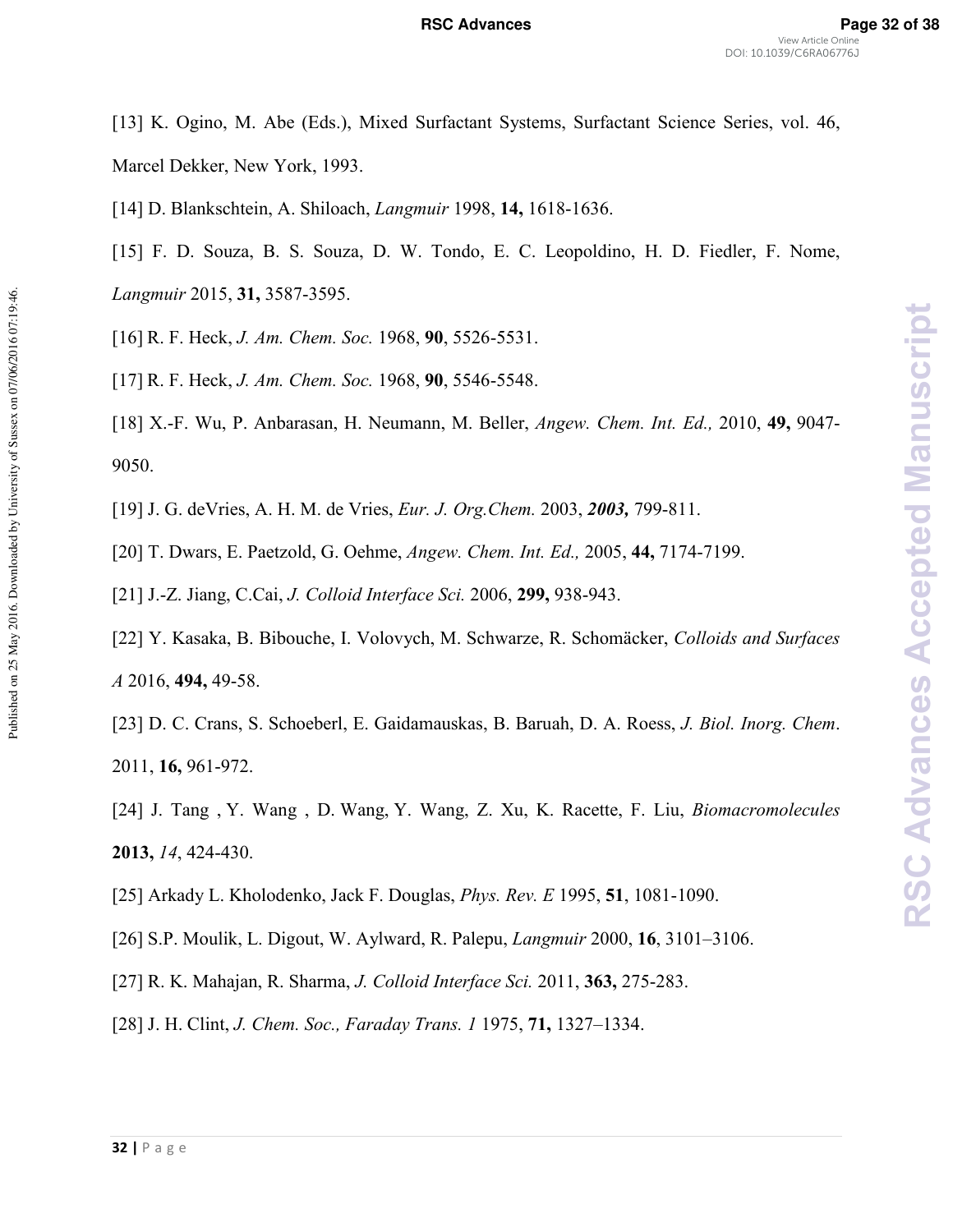[13] K. Ogino, M. Abe (Eds.), Mixed Surfactant Systems, Surfactant Science Series, vol. 46, Marcel Dekker, New York, 1993.

[14] D. Blankschtein, A. Shiloach, *Langmuir* 1998, **14,** 1618-1636.

[15] F. D. Souza, B. S. Souza, D. W. Tondo, E. C. Leopoldino, H. D. Fiedler, F. Nome, *Langmuir* 2015, **31,** 3587-3595.

[16] R. F. Heck, *J. Am. Chem. Soc.* 1968, **90**, 5526-5531.

[17] R. F. Heck, *J. Am. Chem. Soc.* 1968, **90**, 5546-5548.

[18] X.-F. Wu, P. Anbarasan, H. Neumann, M. Beller, *Angew. Chem. Int. Ed.,* 2010, **49,** 9047-9050.

[19] J. G. deVries, A. H. M. de Vries, *Eur. J. Org.Chem.* 2003, ***2003,*** 799-811.

[20] T. Dwars, E. Paetzold, G. Oehme, *Angew. Chem. Int. Ed.,* 2005, **44,** 7174-7199.

[21] J.-Z. Jiang, C.Cai, *J. Colloid Interface Sci.* 2006, **299,** 938-943.

[22] Y. Kasaka, B. Bibouche, I. Volovych, M. Schwarze, R. Schomäcker, *Colloids and Surfaces A* 2016, **494,** 49-58.

[23] D. C. Crans, S. Schoeberl, E. Gaidamauskas, B. Baruah, D. A. Roess, *J. Biol. Inorg. Chem*. 2011, **16,** 961-972.

[24] J. Tang , Y. Wang , D. Wang, Y. Wang, Z. Xu, K. Racette, F. Liu, *Biomacromolecules* **2013,** *14*, 424-430.

[25] Arkady L. Kholodenko, Jack F. Douglas, *Phys. Rev. E* 1995, **51**, 1081-1090.

[26] S.P. Moulik, L. Digout, W. Aylward, R. Palepu, *Langmuir* 2000, **16**, 3101–3106.

[27] R. K. Mahajan, R. Sharma, *J. Colloid Interface Sci.* 2011, **363,** 275-283.

[28] J. H. Clint, *J. Chem. Soc., Faraday Trans. 1* 1975, **71,** 1327–1334.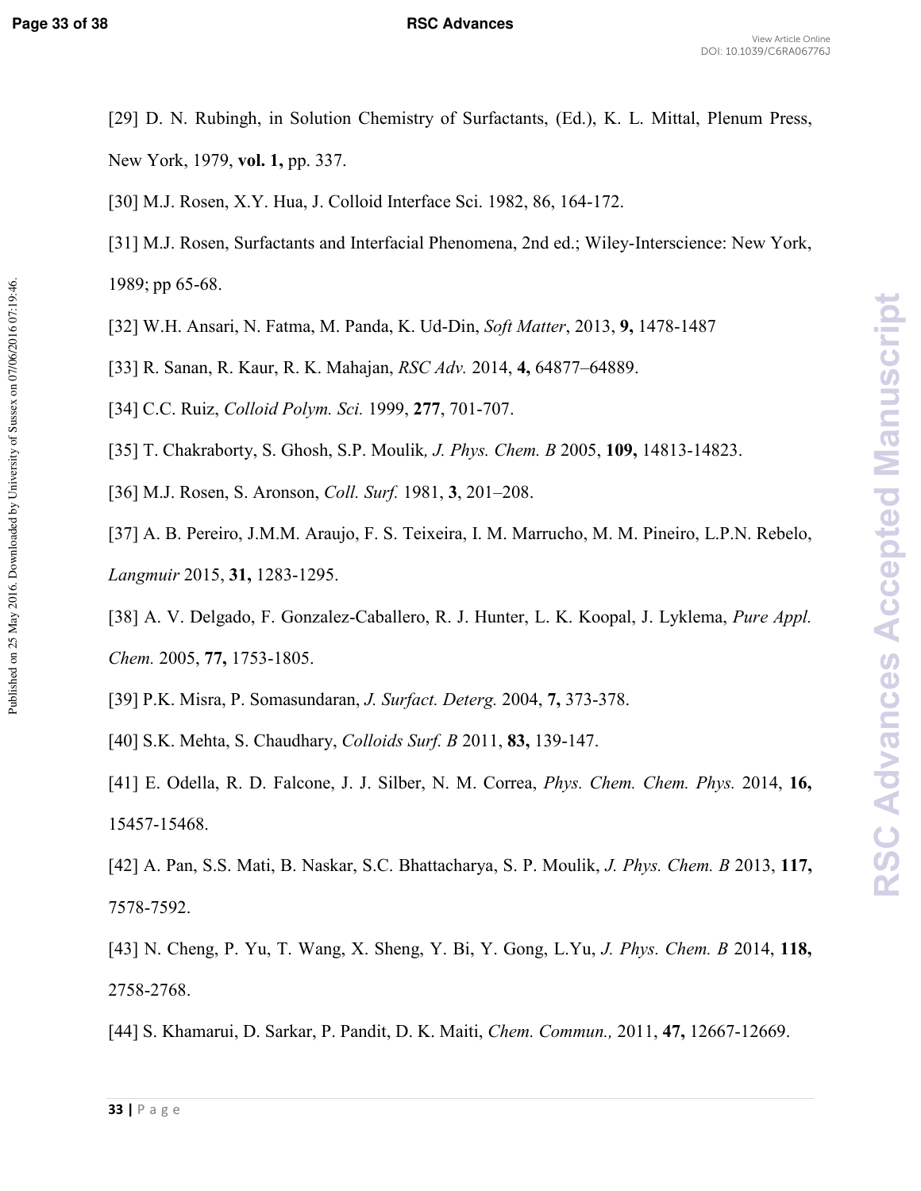[29] D. N. Rubingh, in Solution Chemistry of Surfactants, (Ed.), K. L. Mittal, Plenum Press, New York, 1979, **vol. 1,** pp. 337.

[30] M.J. Rosen, X.Y. Hua, J. Colloid Interface Sci. 1982, 86, 164-172.

[31] M.J. Rosen, Surfactants and Interfacial Phenomena, 2nd ed.; Wiley-Interscience: New York, 1989; pp 65-68.

[32] W.H. Ansari, N. Fatma, M. Panda, K. Ud-Din, *Soft Matter*, 2013, **9,** 1478-1487

[33] R. Sanan, R. Kaur, R. K. Mahajan, *RSC Adv.* 2014, **4,** 64877–64889.

[34] C.C. Ruiz, *Colloid Polym. Sci.* 1999, **277**, 701-707.

[35] T. Chakraborty, S. Ghosh, S.P. Moulik*, J. Phys. Chem. B* 2005, **109,** 14813-14823.

[36] M.J. Rosen, S. Aronson, *Coll. Surf.* 1981, **3**, 201–208.

[37] A. B. Pereiro, J.M.M. Araujo, F. S. Teixeira, I. M. Marrucho, M. M. Pineiro, L.P.N. Rebelo, *Langmuir* 2015, **31,** 1283-1295.

[38] A. V. Delgado, F. Gonzalez-Caballero, R. J. Hunter, L. K. Koopal, J. Lyklema, *Pure Appl. Chem.* 2005, **77,** 1753-1805.

[39] P.K. Misra, P. Somasundaran, *J. Surfact. Deterg.* 2004, **7,** 373-378.

[40] S.K. Mehta, S. Chaudhary, *Colloids Surf. B* 2011, **83,** 139-147.

[41] E. Odella, R. D. Falcone, J. J. Silber, N. M. Correa, *Phys. Chem. Chem. Phys.* 2014, **16,** 15457-15468.

[42] A. Pan, S.S. Mati, B. Naskar, S.C. Bhattacharya, S. P. Moulik, *J. Phys. Chem. B* 2013, **117,** 7578-7592.

[43] N. Cheng, P. Yu, T. Wang, X. Sheng, Y. Bi, Y. Gong, L.Yu, *J. Phys. Chem. B* 2014, **118,** 2758-2768.

[44] S. Khamarui, D. Sarkar, P. Pandit, D. K. Maiti, *Chem. Commun.,* 2011, **47,** 12667-12669.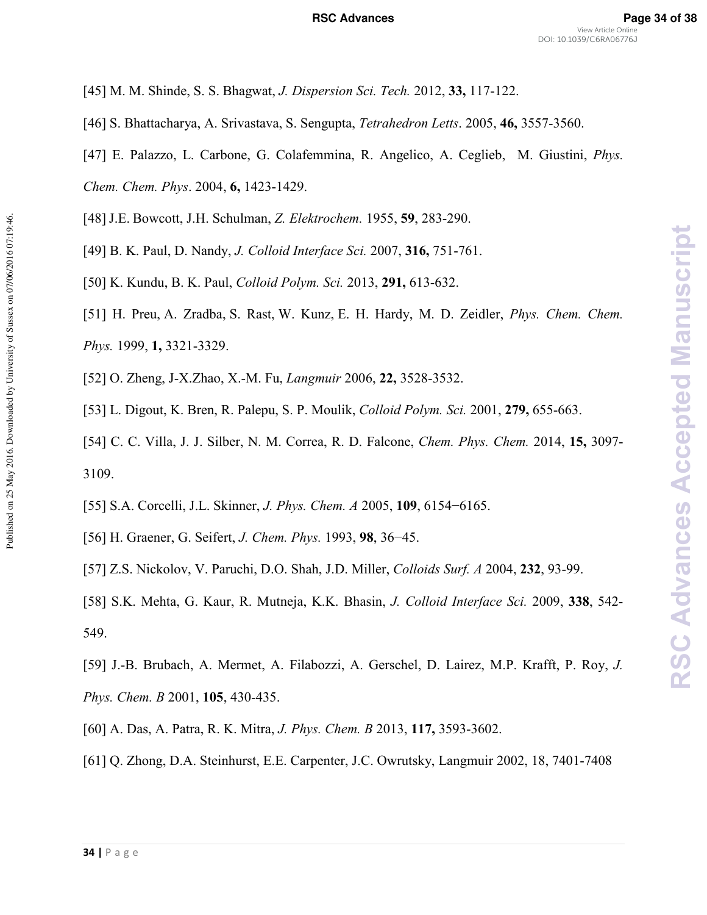[45] M. M. Shinde, S. S. Bhagwat, *J. Dispersion Sci. Tech.* 2012, **33,** 117-122.

[46] S. Bhattacharya, A. Srivastava, S. Sengupta, *Tetrahedron Letts*. 2005, **46,** 3557-3560.

[47] E. Palazzo, L. Carbone, G. Colafemmina, R. Angelico, A. Ceglieb, M. Giustini, *Phys. Chem. Chem. Phys*. 2004, **6,** 1423-1429.

[48] J.E. Bowcott, J.H. Schulman, *Z. Elektrochem.* 1955, **59**, 283-290.

[49] B. K. Paul, D. Nandy, *J. Colloid Interface Sci.* 2007, **316,** 751-761.

[50] K. Kundu, B. K. Paul, *Colloid Polym. Sci.* 2013, **291,** 613-632.

[51] H. Preu, A. Zradba, S. Rast, W. Kunz, E. H. Hardy, M. D. Zeidler, *Phys. Chem. Chem. Phys.* 1999, **1,** 3321-3329.

[52] O. Zheng, J-X.Zhao, X.-M. Fu, *Langmuir* 2006, **22,** 3528-3532.

[53] L. Digout, K. Bren, R. Palepu, S. P. Moulik, *Colloid Polym. Sci.* 2001, **279,** 655-663.

[54] C. C. Villa, J. J. Silber, N. M. Correa, R. D. Falcone, *Chem. Phys. Chem.* 2014, **15,** 3097-3109.

[55] S.A. Corcelli, J.L. Skinner, *J. Phys. Chem. A* 2005, **109**, 6154−6165.

[56] H. Graener, G. Seifert, *J. Chem. Phys.* 1993, **98**, 36−45.

[57] Z.S. Nickolov, V. Paruchi, D.O. Shah, J.D. Miller, *Colloids Surf. A* 2004, **232**, 93-99.

[58] S.K. Mehta, G. Kaur, R. Mutneja, K.K. Bhasin, *J. Colloid Interface Sci.* 2009, **338**, 542-549.

[59] J.-B. Brubach, A. Mermet, A. Filabozzi, A. Gerschel, D. Lairez, M.P. Krafft, P. Roy, *J. Phys. Chem. B* 2001, **105**, 430-435.

[60] A. Das, A. Patra, R. K. Mitra, *J. Phys. Chem. B* 2013, **117,** 3593-3602.

[61] Q. Zhong, D.A. Steinhurst, E.E. Carpenter, J.C. Owrutsky, Langmuir 2002, 18, 7401-7408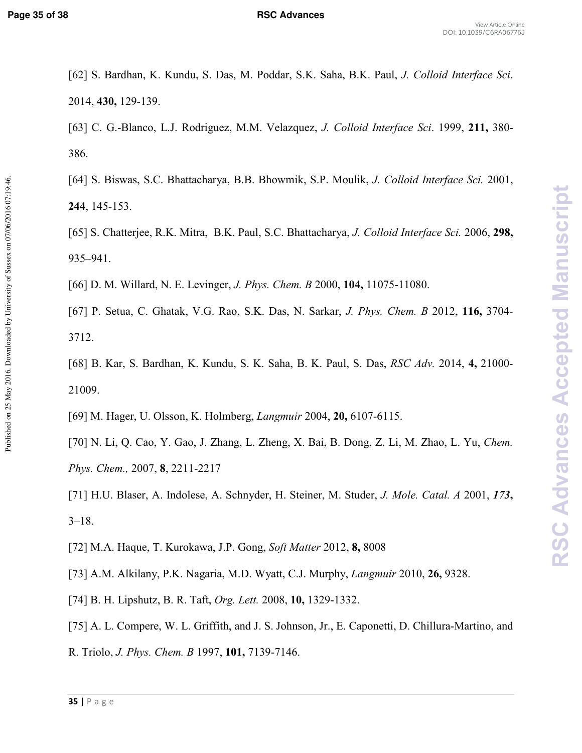[62] S. Bardhan, K. Kundu, S. Das, M. Poddar, S.K. Saha, B.K. Paul, *J. Colloid Interface Sci*. 2014, **430,** 129-139.

[63] C. G.-Blanco, L.J. Rodriguez, M.M. Velazquez, *J. Colloid Interface Sci*. 1999, **211,** 380-386.

[64] S. Biswas, S.C. Bhattacharya, B.B. Bhowmik, S.P. Moulik, *J. Colloid Interface Sci.* 2001, **244**, 145-153.

[65] S. Chatterjee, R.K. Mitra, B.K. Paul, S.C. Bhattacharya, *J. Colloid Interface Sci.* 2006, **298,** 935–941.

[66] D. M. Willard, N. E. Levinger, *J. Phys. Chem. B* 2000, **104,** 11075-11080.

[67] P. Setua, C. Ghatak, V.G. Rao, S.K. Das, N. Sarkar, *J. Phys. Chem. B* 2012, **116,** 3704-3712.

[68] B. Kar, S. Bardhan, K. Kundu, S. K. Saha, B. K. Paul, S. Das, *RSC Adv.* 2014, **4,** 21000-21009.

[69] M. Hager, U. Olsson, K. Holmberg, *Langmuir* 2004, **20,** 6107-6115.

[70] N. Li, Q. Cao, Y. Gao, J. Zhang, L. Zheng, X. Bai, B. Dong, Z. Li, M. Zhao, L. Yu, *Chem. Phys. Chem.,* 2007, **8**, 2211-2217

[71] H.U. Blaser, A. Indolese, A. Schnyder, H. Steiner, M. Studer, *J. Mole. Catal. A* 2001, ***173*,** 3–18.

[72] M.A. Haque, T. Kurokawa, J.P. Gong, *Soft Matter* 2012, **8,** 8008

[73] A.M. Alkilany, P.K. Nagaria, M.D. Wyatt, C.J. Murphy, *Langmuir* 2010, **26,** 9328.

[74] B. H. Lipshutz, B. R. Taft, *Org. Lett.* 2008, **10,** 1329-1332.

[75] A. L. Compere, W. L. Griffith, and J. S. Johnson, Jr., E. Caponetti, D. Chillura-Martino, and R. Triolo, *J. Phys. Chem. B* 1997, **101,** 7139-7146.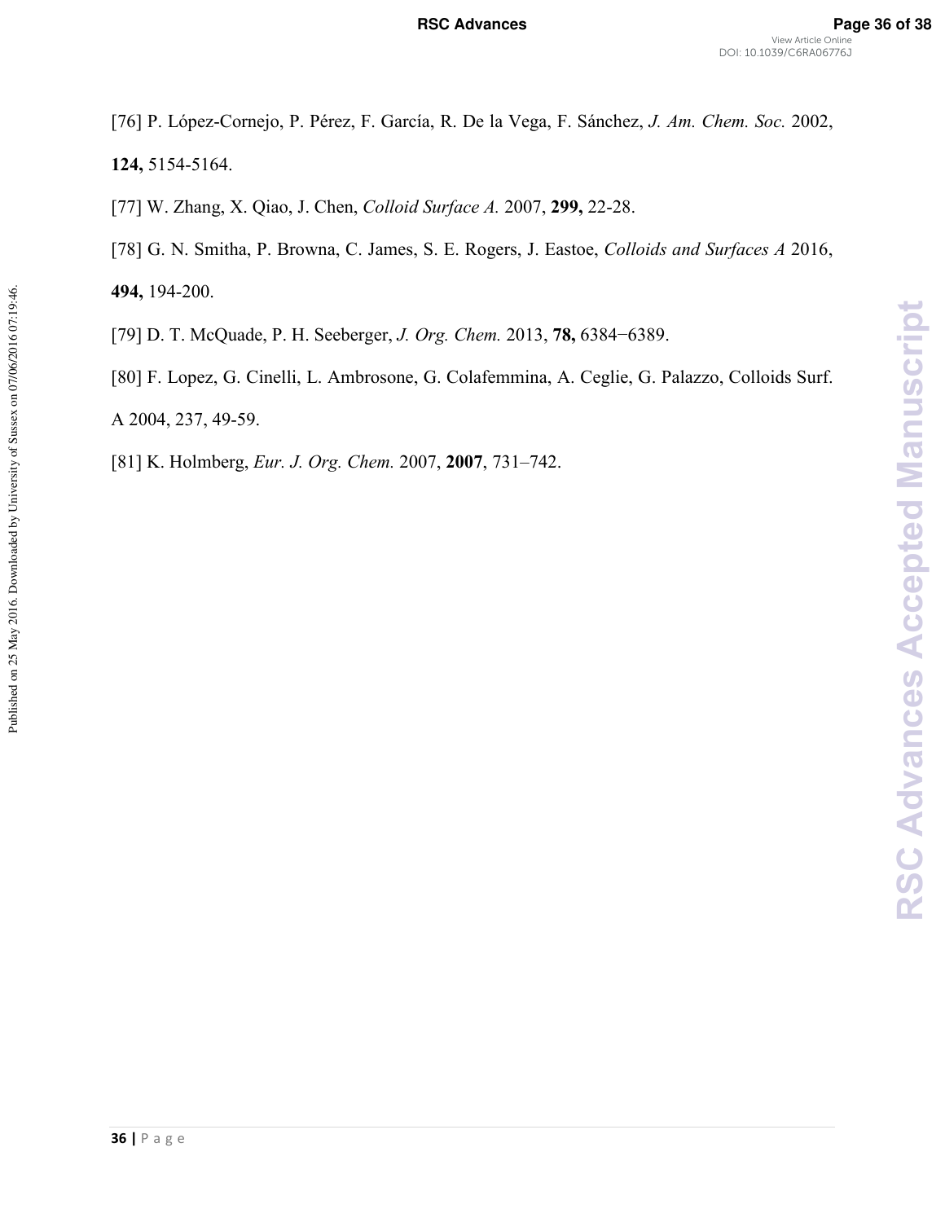[76] P. López-Cornejo, P. Pérez, F. García, R. De la Vega, F. Sánchez, *J. Am. Chem. Soc.* 2002, **124,** 5154-5164.

[77] W. Zhang, X. Qiao, J. Chen, *Colloid Surface A.* 2007, **299,** 22-28.

[78] G. N. Smitha, P. Browna, C. James, S. E. Rogers, J. Eastoe, *Colloids and Surfaces A* 2016, **494,** 194-200.

[79] D. T. McQuade, P. H. Seeberger, *J. Org. Chem.* 2013, **78,** 6384−6389.

[80] F. Lopez, G. Cinelli, L. Ambrosone, G. Colafemmina, A. Ceglie, G. Palazzo, Colloids Surf. A 2004, 237, 49-59.

[81] K. Holmberg, *Eur. J. Org. Chem.* 2007, **2007**, 731–742.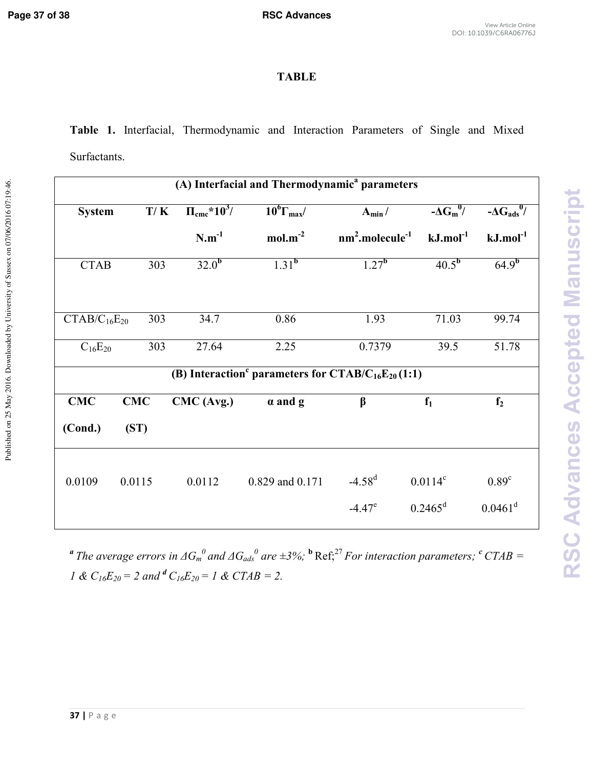## TABLE

**Table 1.** Interfacial, Thermodynamic and Interaction Parameters of Single and Mixed Surfactants.

| (A) Interfacial and Thermodynamic[a] parameters | | | | | | |
|---|---|---|---|---|---|---|
| System | T/ K | $\Pi_{cmc}$*$10^3$/ N.m$^{-1}$ | $10^6\Gamma_{max}$/ mol.m$^{-2}$ | $A_{min}$ / nm$^2$.molecule$^{-1}$ | $-\Delta G_m^0$/ kJ.mol$^{-1}$ | $-\Delta G_{ads}^0$/ kJ.mol$^{-1}$ |
| CTAB | 303 | 32.0[b] | 1.31[b] | 1.27[b] | 40.5[b] | 64.9[b] |
| CTAB/$C_{16}E_{20}$ | 303 | 34.7 | 0.86 | 1.93 | 71.03 | 99.74 |
| $C_{16}E_{20}$ | 303 | 27.64 | 2.25 | 0.7379 | 39.5 | 51.78 |
| **(B) Interaction[c] parameters for CTAB/$C_{16}E_{20}$ (1:1)** | | | | | | |
| CMC (Cond.) | CMC (ST) | CMC (Avg.) | α and g | β | $f_1$ | $f_2$ |
| 0.0109 | 0.0115 | 0.0112 | 0.829 and 0.171 | -4.58[d] | 0.0114[c] | 0.89[c] |
| | | | | -4.47[e] | 0.2465[d] | 0.0461[d] |

[a] *The average errors in $\Delta G_m^0$ and $\Delta G_{ads}^0$ are ±3%;* [b] Ref;[27] *For interaction parameters;* [c] *CTAB = 1 & $C_{16}E_{20}$ = 2 and* [d] *$C_{16}E_{20}$ = 1 & CTAB = 2.*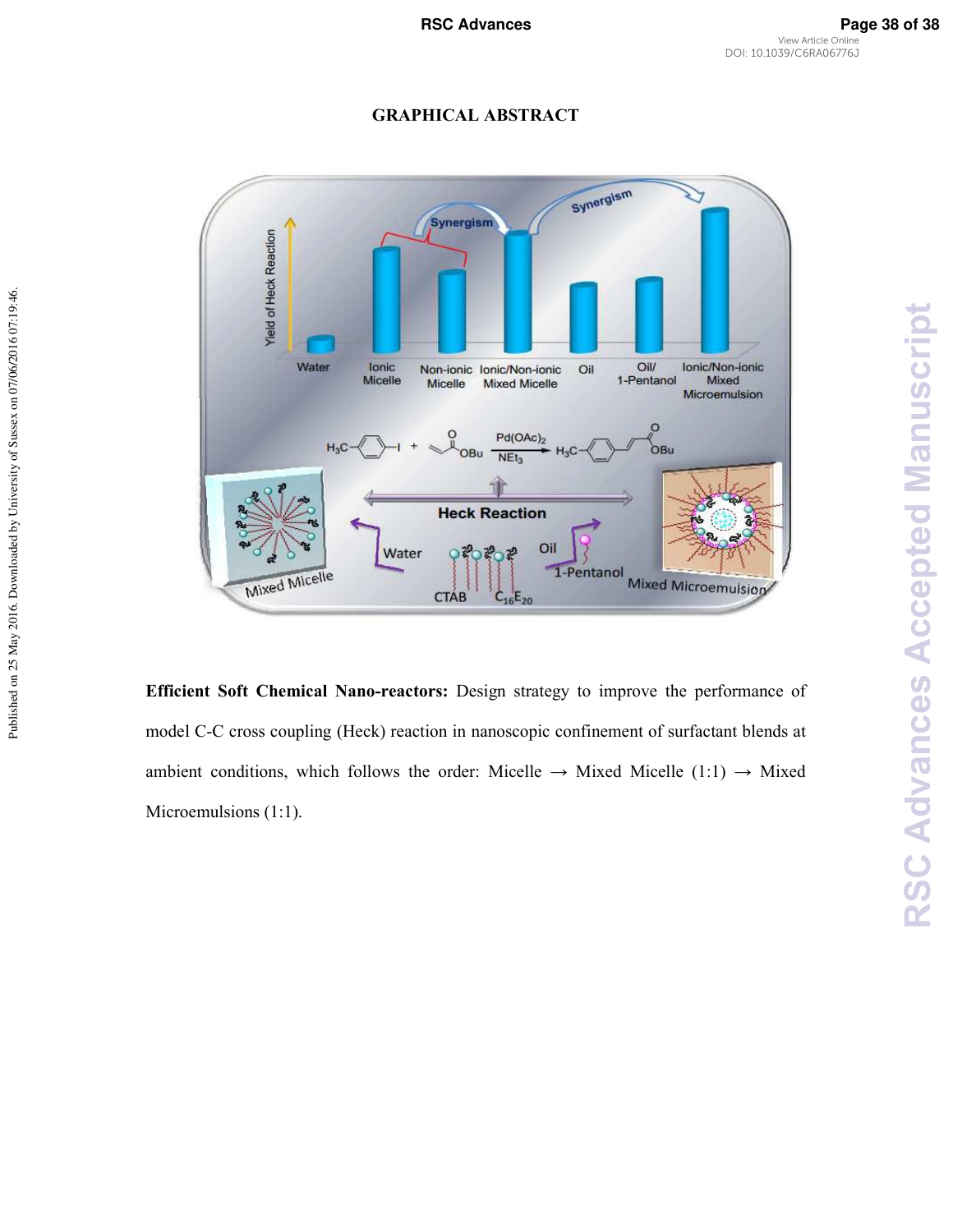# GRAPHICAL ABSTRACT

Yield of Heck Reaction

Synergism

Synergism

Water

Ionic Micelle

Non-ionic Micelle

Ionic/Non-ionic Mixed Micelle

Oil

Oil/ 1-Pentanol

Ionic/Non-ionic Mixed Microemulsion

$Pd(OAc)_2$

$NEt_3$

$H_3C$

OBu

Heck Reaction

Water

Oil

1-Pentanol

CTAB

$C_{16}E_{20}$

Mixed Micelle

Mixed Microemulsion

**Efficient Soft Chemical Nano-reactors:** Design strategy to improve the performance of model C-C cross coupling (Heck) reaction in nanoscopic confinement of surfactant blends at ambient conditions, which follows the order: Micelle → Mixed Micelle (1:1) → Mixed Microemulsions (1:1).